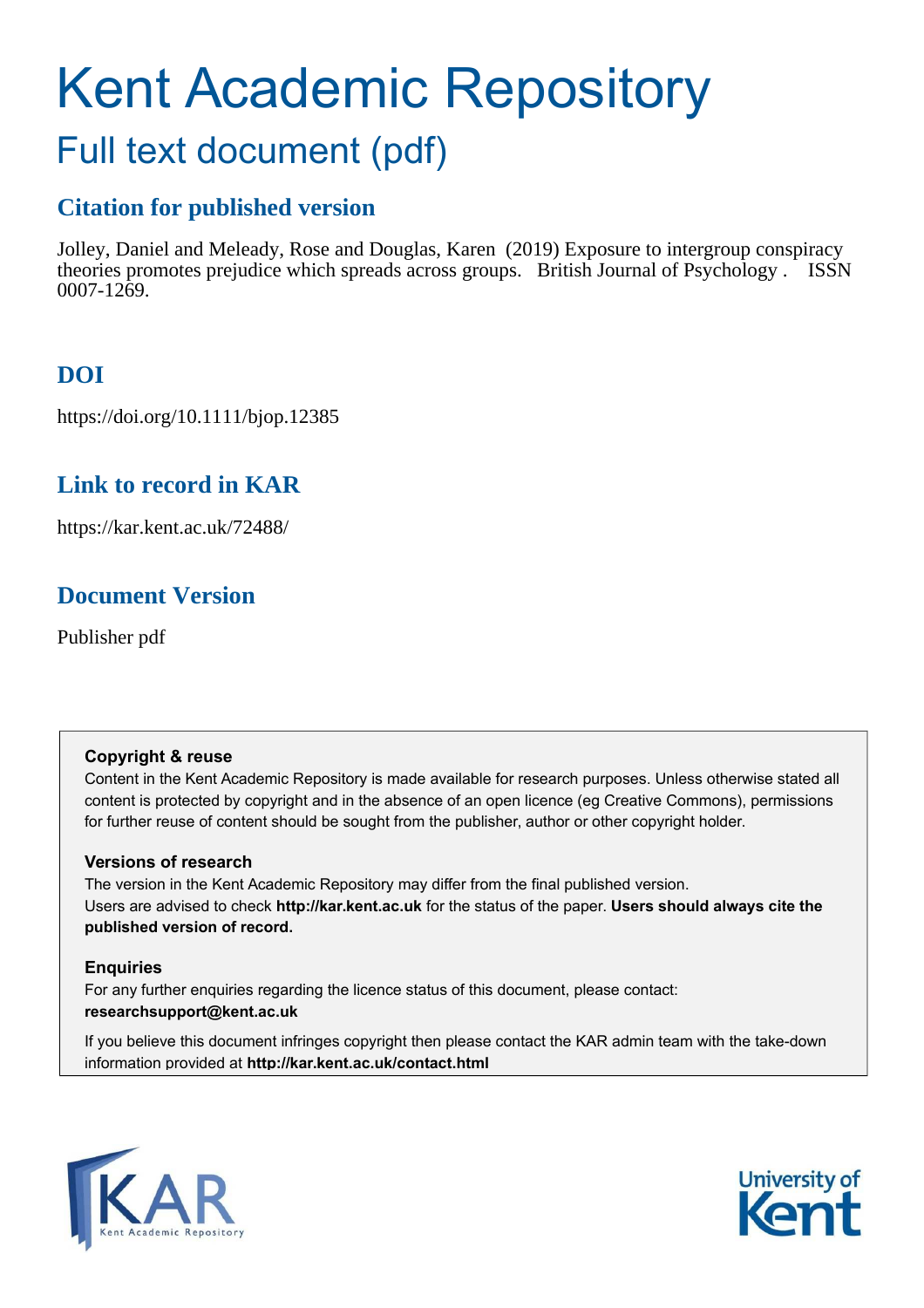# Kent Academic Repository

## Full text document (pdf)

## Citation for published version

Jolley, Daniel and Meleady, Rose and Douglas, Karen (2019) Exposure to intergroup conspiracy theories promotes prejudice which spreads across groups. British Journal of Psychology . ISSN 0007-1269.

## DOI

https://doi.org/10.1111/bjop.12385

## Link to record in KAR

https://kar.kent.ac.uk/72488/

## Document Version

Publisher pdf

**Copyright & reuse**

Content in the Kent Academic Repository is made available for research purposes. Unless otherwise stated all content is protected by copyright and in the absence of an open licence (eg Creative Commons), permissions for further reuse of content should be sought from the publisher, author or other copyright holder.

**Versions of research**

The version in the Kent Academic Repository may differ from the final published version. Users are advised to check **http://kar.kent.ac.uk** for the status of the paper. **Users should always cite the published version of record.**

**Enquiries**

For any further enquiries regarding the licence status of this document, please contact: **researchsupport@kent.ac.uk**

If you believe this document infringes copyright then please contact the KAR admin team with the take-down information provided at **http://kar.kent.ac.uk/contact.html**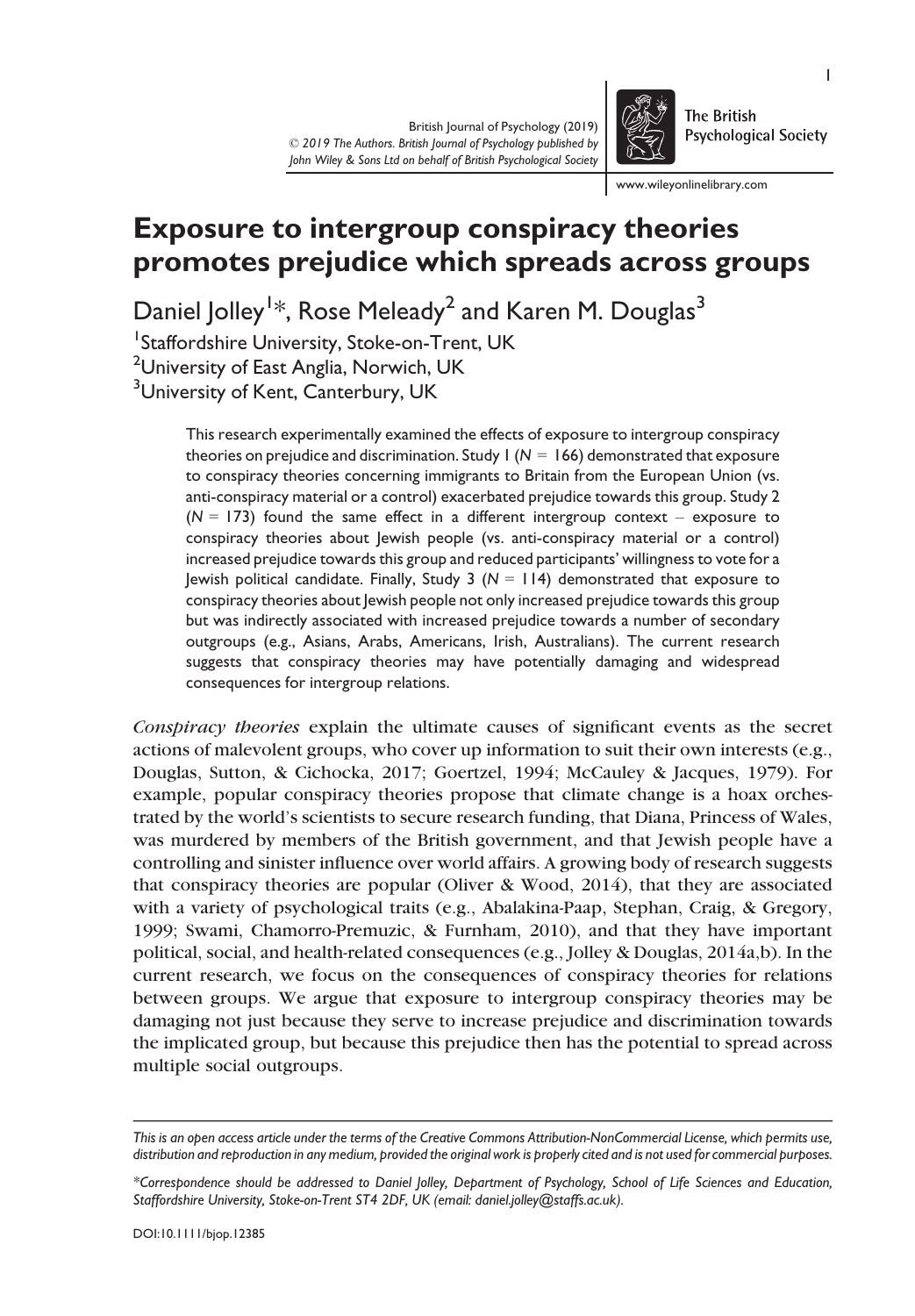# Exposure to intergroup conspiracy theories promotes prejudice which spreads across groups

Daniel Jolley[1]*, Rose Meleady[2] and Karen M. Douglas[3]

[1]Staffordshire University, Stoke-on-Trent, UK
[2]University of East Anglia, Norwich, UK
[3]University of Kent, Canterbury, UK

This research experimentally examined the effects of exposure to intergroup conspiracy theories on prejudice and discrimination. Study 1 ($N = 166$) demonstrated that exposure to conspiracy theories concerning immigrants to Britain from the European Union (vs. anti-conspiracy material or a control) exacerbated prejudice towards this group. Study 2 ($N = 173$) found the same effect in a different intergroup context – exposure to conspiracy theories about Jewish people (vs. anti-conspiracy material or a control) increased prejudice towards this group and reduced participants' willingness to vote for a Jewish political candidate. Finally, Study 3 ($N = 114$) demonstrated that exposure to conspiracy theories about Jewish people not only increased prejudice towards this group but was indirectly associated with increased prejudice towards a number of secondary outgroups (e.g., Asians, Arabs, Americans, Irish, Australians). The current research suggests that conspiracy theories may have potentially damaging and widespread consequences for intergroup relations.

*Conspiracy theories* explain the ultimate causes of significant events as the secret actions of malevolent groups, who cover up information to suit their own interests (e.g., Douglas, Sutton, & Cichocka, 2017; Goertzel, 1994; McCauley & Jacques, 1979). For example, popular conspiracy theories propose that climate change is a hoax orchestrated by the world's scientists to secure research funding, that Diana, Princess of Wales, was murdered by members of the British government, and that Jewish people have a controlling and sinister influence over world affairs. A growing body of research suggests that conspiracy theories are popular (Oliver & Wood, 2014), that they are associated with a variety of psychological traits (e.g., Abalakina-Paap, Stephan, Craig, & Gregory, 1999; Swami, Chamorro-Premuzic, & Furnham, 2010), and that they have important political, social, and health-related consequences (e.g., Jolley & Douglas, 2014a,b). In the current research, we focus on the consequences of conspiracy theories for relations between groups. We argue that exposure to intergroup conspiracy theories may be damaging not just because they serve to increase prejudice and discrimination towards the implicated group, but because this prejudice then has the potential to spread across multiple social outgroups.

*This is an open access article under the terms of the Creative Commons Attribution-NonCommercial License, which permits use, distribution and reproduction in any medium, provided the original work is properly cited and is not used for commercial purposes.*

*\*Correspondence should be addressed to Daniel Jolley, Department of Psychology, School of Life Sciences and Education, Staffordshire University, Stoke-on-Trent ST4 2DF, UK (email: daniel.jolley@staffs.ac.uk).*

DOI:10.1111/bjop.12385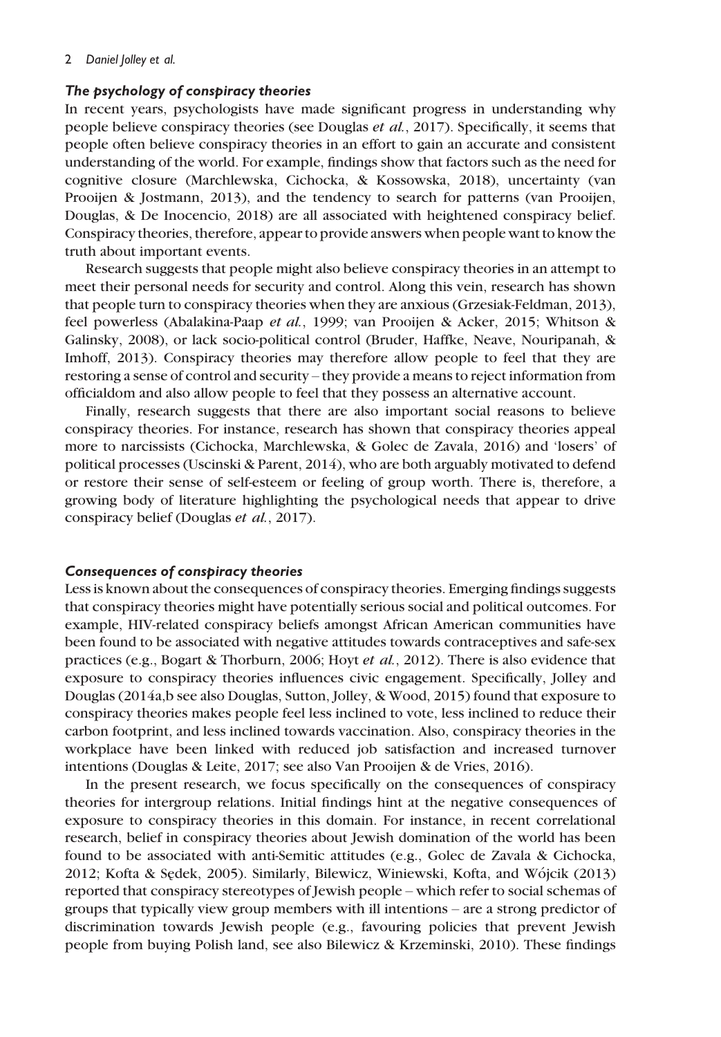### *The psychology of conspiracy theories*

In recent years, psychologists have made significant progress in understanding why people believe conspiracy theories (see Douglas *et al.*, 2017). Specifically, it seems that people often believe conspiracy theories in an effort to gain an accurate and consistent understanding of the world. For example, findings show that factors such as the need for cognitive closure (Marchlewska, Cichocka, & Kossowska, 2018), uncertainty (van Prooijen & Jostmann, 2013), and the tendency to search for patterns (van Prooijen, Douglas, & De Inocencio, 2018) are all associated with heightened conspiracy belief. Conspiracy theories, therefore, appear to provide answers when people want to know the truth about important events.

Research suggests that people might also believe conspiracy theories in an attempt to meet their personal needs for security and control. Along this vein, research has shown that people turn to conspiracy theories when they are anxious (Grzesiak-Feldman, 2013), feel powerless (Abalakina-Paap *et al.*, 1999; van Prooijen & Acker, 2015; Whitson & Galinsky, 2008), or lack socio-political control (Bruder, Haffke, Neave, Nouripanah, & Imhoff, 2013). Conspiracy theories may therefore allow people to feel that they are restoring a sense of control and security – they provide a means to reject information from officialdom and also allow people to feel that they possess an alternative account.

Finally, research suggests that there are also important social reasons to believe conspiracy theories. For instance, research has shown that conspiracy theories appeal more to narcissists (Cichocka, Marchlewska, & Golec de Zavala, 2016) and 'losers' of political processes (Uscinski & Parent, 2014), who are both arguably motivated to defend or restore their sense of self-esteem or feeling of group worth. There is, therefore, a growing body of literature highlighting the psychological needs that appear to drive conspiracy belief (Douglas *et al.*, 2017).

### *Consequences of conspiracy theories*

Less is known about the consequences of conspiracy theories. Emerging findings suggests that conspiracy theories might have potentially serious social and political outcomes. For example, HIV-related conspiracy beliefs amongst African American communities have been found to be associated with negative attitudes towards contraceptives and safe-sex practices (e.g., Bogart & Thorburn, 2006; Hoyt *et al.*, 2012). There is also evidence that exposure to conspiracy theories influences civic engagement. Specifically, Jolley and Douglas (2014a,b see also Douglas, Sutton, Jolley, & Wood, 2015) found that exposure to conspiracy theories makes people feel less inclined to vote, less inclined to reduce their carbon footprint, and less inclined towards vaccination. Also, conspiracy theories in the workplace have been linked with reduced job satisfaction and increased turnover intentions (Douglas & Leite, 2017; see also Van Prooijen & de Vries, 2016).

In the present research, we focus specifically on the consequences of conspiracy theories for intergroup relations. Initial findings hint at the negative consequences of exposure to conspiracy theories in this domain. For instance, in recent correlational research, belief in conspiracy theories about Jewish domination of the world has been found to be associated with anti-Semitic attitudes (e.g., Golec de Zavala & Cichocka, 2012; Kofta & Sędek, 2005). Similarly, Bilewicz, Winiewski, Kofta, and Wójcik (2013) reported that conspiracy stereotypes of Jewish people – which refer to social schemas of groups that typically view group members with ill intentions – are a strong predictor of discrimination towards Jewish people (e.g., favouring policies that prevent Jewish people from buying Polish land, see also Bilewicz & Krzeminski, 2010). These findings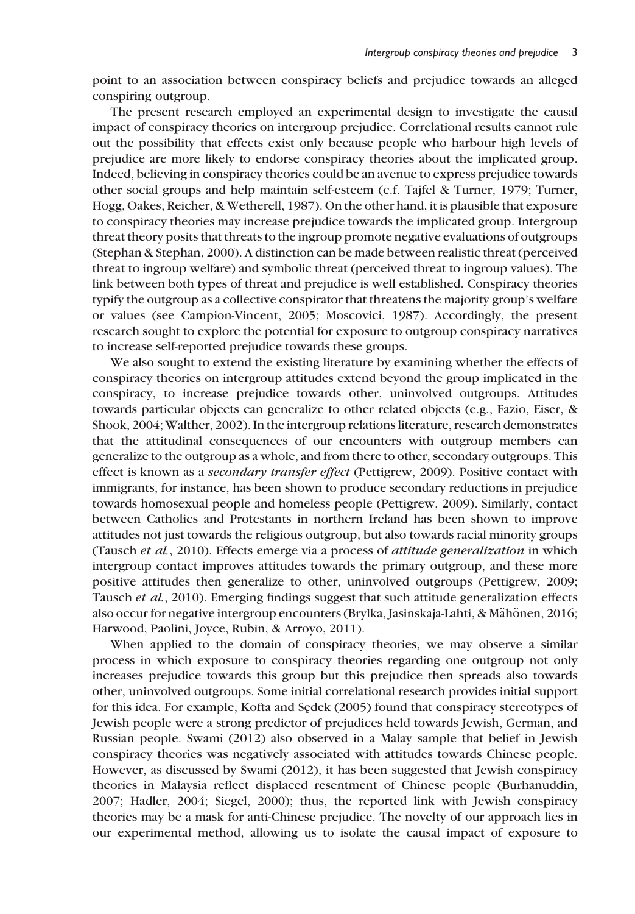point to an association between conspiracy beliefs and prejudice towards an alleged conspiring outgroup.

The present research employed an experimental design to investigate the causal impact of conspiracy theories on intergroup prejudice. Correlational results cannot rule out the possibility that effects exist only because people who harbour high levels of prejudice are more likely to endorse conspiracy theories about the implicated group. Indeed, believing in conspiracy theories could be an avenue to express prejudice towards other social groups and help maintain self-esteem (c.f. Tajfel & Turner, 1979; Turner, Hogg, Oakes, Reicher, & Wetherell, 1987). On the other hand, it is plausible that exposure to conspiracy theories may increase prejudice towards the implicated group. Intergroup threat theory posits that threats to the ingroup promote negative evaluations of outgroups (Stephan & Stephan, 2000). A distinction can be made between realistic threat (perceived threat to ingroup welfare) and symbolic threat (perceived threat to ingroup values). The link between both types of threat and prejudice is well established. Conspiracy theories typify the outgroup as a collective conspirator that threatens the majority group's welfare or values (see Campion-Vincent, 2005; Moscovici, 1987). Accordingly, the present research sought to explore the potential for exposure to outgroup conspiracy narratives to increase self-reported prejudice towards these groups.

We also sought to extend the existing literature by examining whether the effects of conspiracy theories on intergroup attitudes extend beyond the group implicated in the conspiracy, to increase prejudice towards other, uninvolved outgroups. Attitudes towards particular objects can generalize to other related objects (e.g., Fazio, Eiser, & Shook, 2004; Walther, 2002). In the intergroup relations literature, research demonstrates that the attitudinal consequences of our encounters with outgroup members can generalize to the outgroup as a whole, and from there to other, secondary outgroups. This effect is known as a *secondary transfer effect* (Pettigrew, 2009). Positive contact with immigrants, for instance, has been shown to produce secondary reductions in prejudice towards homosexual people and homeless people (Pettigrew, 2009). Similarly, contact between Catholics and Protestants in northern Ireland has been shown to improve attitudes not just towards the religious outgroup, but also towards racial minority groups (Tausch *et al.*, 2010). Effects emerge via a process of *attitude generalization* in which intergroup contact improves attitudes towards the primary outgroup, and these more positive attitudes then generalize to other, uninvolved outgroups (Pettigrew, 2009; Tausch *et al.*, 2010). Emerging findings suggest that such attitude generalization effects also occur for negative intergroup encounters (Brylka, Jasinskaja-Lahti, & Mähönen, 2016; Harwood, Paolini, Joyce, Rubin, & Arroyo, 2011).

When applied to the domain of conspiracy theories, we may observe a similar process in which exposure to conspiracy theories regarding one outgroup not only increases prejudice towards this group but this prejudice then spreads also towards other, uninvolved outgroups. Some initial correlational research provides initial support for this idea. For example, Kofta and Sędek (2005) found that conspiracy stereotypes of Jewish people were a strong predictor of prejudices held towards Jewish, German, and Russian people. Swami (2012) also observed in a Malay sample that belief in Jewish conspiracy theories was negatively associated with attitudes towards Chinese people. However, as discussed by Swami (2012), it has been suggested that Jewish conspiracy theories in Malaysia reflect displaced resentment of Chinese people (Burhanuddin, 2007; Hadler, 2004; Siegel, 2000); thus, the reported link with Jewish conspiracy theories may be a mask for anti-Chinese prejudice. The novelty of our approach lies in our experimental method, allowing us to isolate the causal impact of exposure to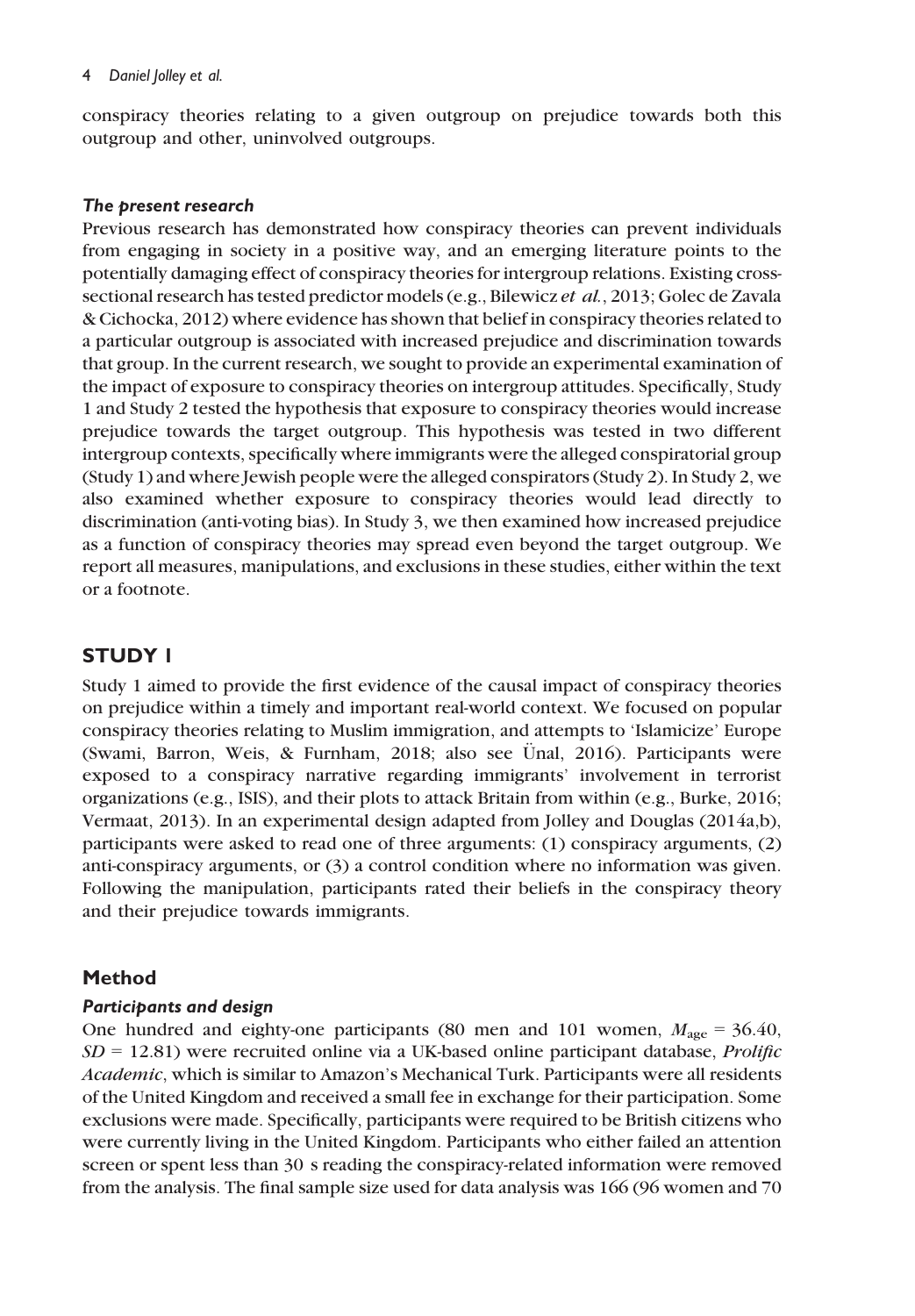conspiracy theories relating to a given outgroup on prejudice towards both this outgroup and other, uninvolved outgroups.

### *The present research*

Previous research has demonstrated how conspiracy theories can prevent individuals from engaging in society in a positive way, and an emerging literature points to the potentially damaging effect of conspiracy theories for intergroup relations. Existing cross-sectional research has tested predictor models (e.g., Bilewicz *et al.*, 2013; Golec de Zavala & Cichocka, 2012) where evidence has shown that belief in conspiracy theories related to a particular outgroup is associated with increased prejudice and discrimination towards that group. In the current research, we sought to provide an experimental examination of the impact of exposure to conspiracy theories on intergroup attitudes. Specifically, Study 1 and Study 2 tested the hypothesis that exposure to conspiracy theories would increase prejudice towards the target outgroup. This hypothesis was tested in two different intergroup contexts, specifically where immigrants were the alleged conspiratorial group (Study 1) and where Jewish people were the alleged conspirators (Study 2). In Study 2, we also examined whether exposure to conspiracy theories would lead directly to discrimination (anti-voting bias). In Study 3, we then examined how increased prejudice as a function of conspiracy theories may spread even beyond the target outgroup. We report all measures, manipulations, and exclusions in these studies, either within the text or a footnote.

## STUDY 1

Study 1 aimed to provide the first evidence of the causal impact of conspiracy theories on prejudice within a timely and important real-world context. We focused on popular conspiracy theories relating to Muslim immigration, and attempts to 'Islamicize' Europe (Swami, Barron, Weis, & Furnham, 2018; also see Ünal, 2016). Participants were exposed to a conspiracy narrative regarding immigrants' involvement in terrorist organizations (e.g., ISIS), and their plots to attack Britain from within (e.g., Burke, 2016; Vermaat, 2013). In an experimental design adapted from Jolley and Douglas (2014a,b), participants were asked to read one of three arguments: (1) conspiracy arguments, (2) anti-conspiracy arguments, or (3) a control condition where no information was given. Following the manipulation, participants rated their beliefs in the conspiracy theory and their prejudice towards immigrants.

### Method

#### *Participants and design*

One hundred and eighty-one participants (80 men and 101 women, $M_{age}$ = 36.40, $SD$ = 12.81) were recruited online via a UK-based online participant database, *Prolific Academic*, which is similar to Amazon's Mechanical Turk. Participants were all residents of the United Kingdom and received a small fee in exchange for their participation. Some exclusions were made. Specifically, participants were required to be British citizens who were currently living in the United Kingdom. Participants who either failed an attention screen or spent less than 30 s reading the conspiracy-related information were removed from the analysis. The final sample size used for data analysis was 166 (96 women and 70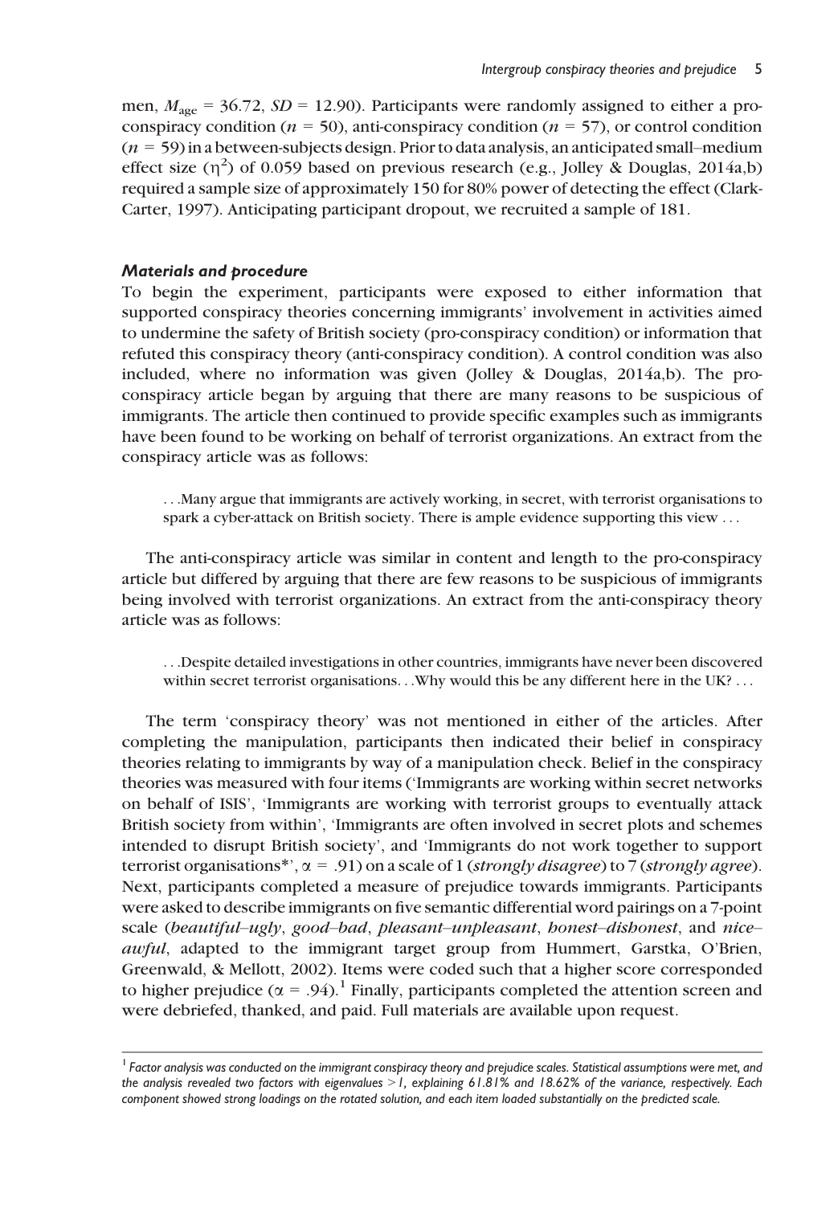men, $M_{age} = 36.72$, $SD = 12.90$). Participants were randomly assigned to either a pro-conspiracy condition ($n = 50$), anti-conspiracy condition ($n = 57$), or control condition ($n = 59$) in a between-subjects design. Prior to data analysis, an anticipated small–medium effect size ($\eta^2$) of 0.059 based on previous research (e.g., Jolley & Douglas, 2014a,b) required a sample size of approximately 150 for 80% power of detecting the effect (Clark-Carter, 1997). Anticipating participant dropout, we recruited a sample of 181.

### *Materials and procedure*

To begin the experiment, participants were exposed to either information that supported conspiracy theories concerning immigrants' involvement in activities aimed to undermine the safety of British society (pro-conspiracy condition) or information that refuted this conspiracy theory (anti-conspiracy condition). A control condition was also included, where no information was given (Jolley & Douglas, 2014a,b). The pro-conspiracy article began by arguing that there are many reasons to be suspicious of immigrants. The article then continued to provide specific examples such as immigrants have been found to be working on behalf of terrorist organizations. An extract from the conspiracy article was as follows:

> . . .Many argue that immigrants are actively working, in secret, with terrorist organisations to spark a cyber-attack on British society. There is ample evidence supporting this view . . .

The anti-conspiracy article was similar in content and length to the pro-conspiracy article but differed by arguing that there are few reasons to be suspicious of immigrants being involved with terrorist organizations. An extract from the anti-conspiracy theory article was as follows:

> . . .Despite detailed investigations in other countries, immigrants have never been discovered within secret terrorist organisations. . .Why would this be any different here in the UK? . . .

The term 'conspiracy theory' was not mentioned in either of the articles. After completing the manipulation, participants then indicated their belief in conspiracy theories relating to immigrants by way of a manipulation check. Belief in the conspiracy theories was measured with four items ('Immigrants are working within secret networks on behalf of ISIS', 'Immigrants are working with terrorist groups to eventually attack British society from within', 'Immigrants are often involved in secret plots and schemes intended to disrupt British society', and 'Immigrants do not work together to support terrorist organisations*', $\alpha = .91$) on a scale of 1 (*strongly disagree*) to 7 (*strongly agree*). Next, participants completed a measure of prejudice towards immigrants. Participants were asked to describe immigrants on five semantic differential word pairings on a 7-point scale (*beautiful–ugly*, *good–bad*, *pleasant–unpleasant*, *honest–dishonest*, and *nice–awful*, adapted to the immigrant target group from Hummert, Garstka, O'Brien, Greenwald, & Mellott, 2002). Items were coded such that a higher score corresponded to higher prejudice ($\alpha = .94$).[1] Finally, participants completed the attention screen and were debriefed, thanked, and paid. Full materials are available upon request.

---

[1] *Factor analysis was conducted on the immigrant conspiracy theory and prejudice scales. Statistical assumptions were met, and the analysis revealed two factors with eigenvalues > 1, explaining 61.81% and 18.62% of the variance, respectively. Each component showed strong loadings on the rotated solution, and each item loaded substantially on the predicted scale.*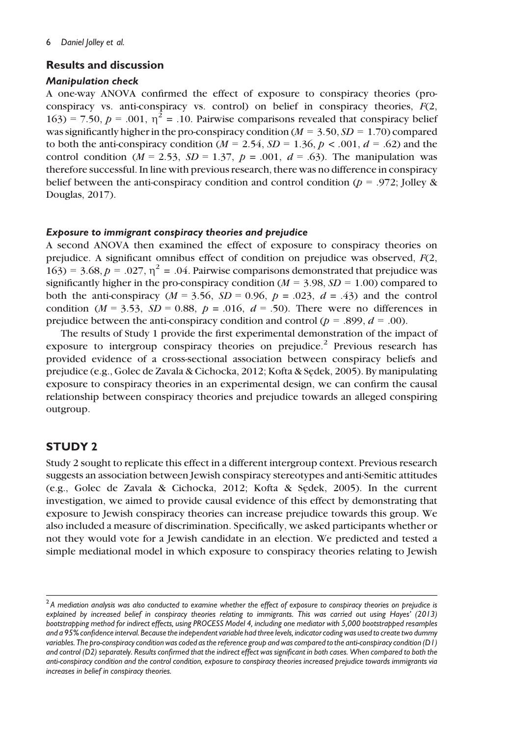## Results and discussion

### *Manipulation check*

A one-way ANOVA confirmed the effect of exposure to conspiracy theories (pro-conspiracy vs. anti-conspiracy vs. control) on belief in conspiracy theories, $F(2, 163) = 7.50$, $p = .001$, $\eta^2 = .10$. Pairwise comparisons revealed that conspiracy belief was significantly higher in the pro-conspiracy condition ($M = 3.50$, $SD = 1.70$) compared to both the anti-conspiracy condition ($M = 2.54$, $SD = 1.36$, $p < .001$, $d = .62$) and the control condition ($M = 2.53$, $SD = 1.37$, $p = .001$, $d = .63$). The manipulation was therefore successful. In line with previous research, there was no difference in conspiracy belief between the anti-conspiracy condition and control condition ($p = .972$; Jolley & Douglas, 2017).

### *Exposure to immigrant conspiracy theories and prejudice*

A second ANOVA then examined the effect of exposure to conspiracy theories on prejudice. A significant omnibus effect of condition on prejudice was observed, $F(2, 163) = 3.68$, $p = .027$, $\eta^2 = .04$. Pairwise comparisons demonstrated that prejudice was significantly higher in the pro-conspiracy condition ($M = 3.98$, $SD = 1.00$) compared to both the anti-conspiracy ($M = 3.56$, $SD = 0.96$, $p = .023$, $d = .43$) and the control condition ($M = 3.53$, $SD = 0.88$, $p = .016$, $d = .50$). There were no differences in prejudice between the anti-conspiracy condition and control ($p = .899$, $d = .00$).

The results of Study 1 provide the first experimental demonstration of the impact of exposure to intergroup conspiracy theories on prejudice.[2] Previous research has provided evidence of a cross-sectional association between conspiracy beliefs and prejudice (e.g., Golec de Zavala & Cichocka, 2012; Kofta & Sędek, 2005). By manipulating exposure to conspiracy theories in an experimental design, we can confirm the causal relationship between conspiracy theories and prejudice towards an alleged conspiring outgroup.

## STUDY 2

Study 2 sought to replicate this effect in a different intergroup context. Previous research suggests an association between Jewish conspiracy stereotypes and anti-Semitic attitudes (e.g., Golec de Zavala & Cichocka, 2012; Kofta & Sędek, 2005). In the current investigation, we aimed to provide causal evidence of this effect by demonstrating that exposure to Jewish conspiracy theories can increase prejudice towards this group. We also included a measure of discrimination. Specifically, we asked participants whether or not they would vote for a Jewish candidate in an election. We predicted and tested a simple mediational model in which exposure to conspiracy theories relating to Jewish

---

[2] *A mediation analysis was also conducted to examine whether the effect of exposure to conspiracy theories on prejudice is explained by increased belief in conspiracy theories relating to immigrants. This was carried out using Hayes' (2013) bootstrapping method for indirect effects, using PROCESS Model 4, including one mediator with 5,000 bootstrapped resamples and a 95% confidence interval. Because the independent variable had three levels, indicator coding was used to create two dummy variables. The pro-conspiracy condition was coded as the reference group and was compared to the anti-conspiracy condition (D1) and control (D2) separately. Results confirmed that the indirect effect was significant in both cases. When compared to both the anti-conspiracy condition and the control condition, exposure to conspiracy theories increased prejudice towards immigrants via increases in belief in conspiracy theories.*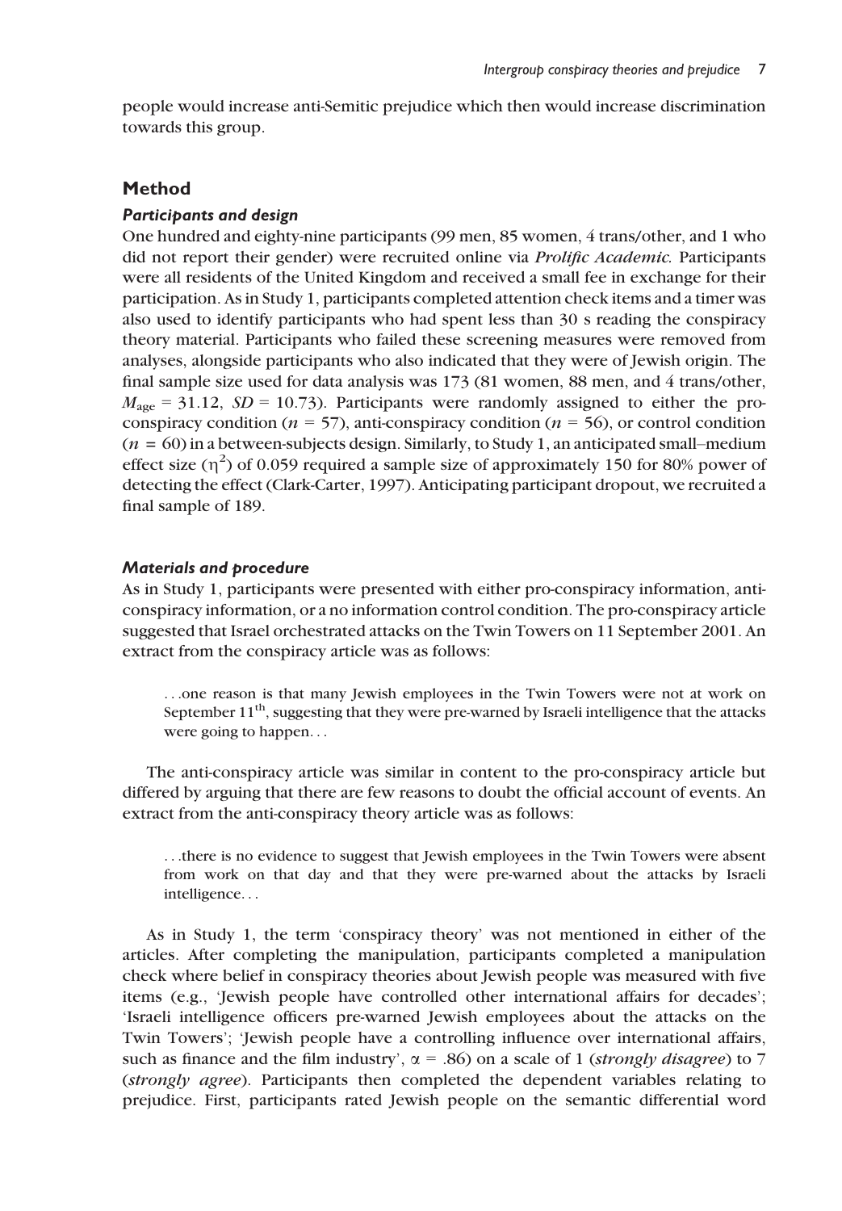people would increase anti-Semitic prejudice which then would increase discrimination towards this group.

## Method

### *Participants and design*

One hundred and eighty-nine participants (99 men, 85 women, 4 trans/other, and 1 who did not report their gender) were recruited online via *Prolific Academic*. Participants were all residents of the United Kingdom and received a small fee in exchange for their participation. As in Study 1, participants completed attention check items and a timer was also used to identify participants who had spent less than 30 s reading the conspiracy theory material. Participants who failed these screening measures were removed from analyses, alongside participants who also indicated that they were of Jewish origin. The final sample size used for data analysis was 173 (81 women, 88 men, and 4 trans/other, $M_{\text{age}} = 31.12$, $SD = 10.73$). Participants were randomly assigned to either the pro-conspiracy condition ($n = 57$), anti-conspiracy condition ($n = 56$), or control condition ($n = 60$) in a between-subjects design. Similarly, to Study 1, an anticipated small–medium effect size ($\eta^2$) of 0.059 required a sample size of approximately 150 for 80% power of detecting the effect (Clark-Carter, 1997). Anticipating participant dropout, we recruited a final sample of 189.

### *Materials and procedure*

As in Study 1, participants were presented with either pro-conspiracy information, anti-conspiracy information, or a no information control condition. The pro-conspiracy article suggested that Israel orchestrated attacks on the Twin Towers on 11 September 2001. An extract from the conspiracy article was as follows:

> …one reason is that many Jewish employees in the Twin Towers were not at work on September 11$^{\text{th}}$, suggesting that they were pre-warned by Israeli intelligence that the attacks were going to happen…

The anti-conspiracy article was similar in content to the pro-conspiracy article but differed by arguing that there are few reasons to doubt the official account of events. An extract from the anti-conspiracy theory article was as follows:

> …there is no evidence to suggest that Jewish employees in the Twin Towers were absent from work on that day and that they were pre-warned about the attacks by Israeli intelligence…

As in Study 1, the term 'conspiracy theory' was not mentioned in either of the articles. After completing the manipulation, participants completed a manipulation check where belief in conspiracy theories about Jewish people was measured with five items (e.g., 'Jewish people have controlled other international affairs for decades'; 'Israeli intelligence officers pre-warned Jewish employees about the attacks on the Twin Towers'; 'Jewish people have a controlling influence over international affairs, such as finance and the film industry', $\alpha = .86$) on a scale of 1 (*strongly disagree*) to 7 (*strongly agree*). Participants then completed the dependent variables relating to prejudice. First, participants rated Jewish people on the semantic differential word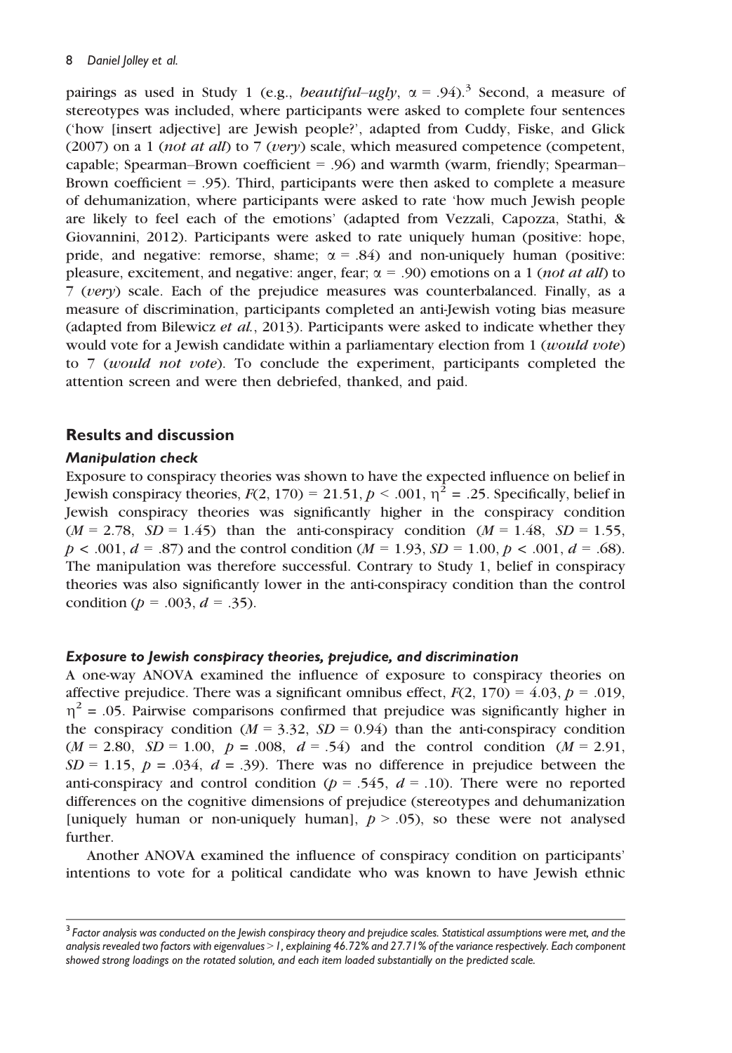pairings as used in Study 1 (e.g., *beautiful–ugly*, $\alpha = .94$).[3] Second, a measure of stereotypes was included, where participants were asked to complete four sentences ('how [insert adjective] are Jewish people?', adapted from Cuddy, Fiske, and Glick (2007) on a 1 (*not at all*) to 7 (*very*) scale, which measured competence (competent, capable; Spearman–Brown coefficient = .96) and warmth (warm, friendly; Spearman–Brown coefficient = .95). Third, participants were then asked to complete a measure of dehumanization, where participants were asked to rate 'how much Jewish people are likely to feel each of the emotions' (adapted from Vezzali, Capozza, Stathi, & Giovannini, 2012). Participants were asked to rate uniquely human (positive: hope, pride, and negative: remorse, shame; $\alpha = .84$) and non-uniquely human (positive: pleasure, excitement, and negative: anger, fear; $\alpha = .90$) emotions on a 1 (*not at all*) to 7 (*very*) scale. Each of the prejudice measures was counterbalanced. Finally, as a measure of discrimination, participants completed an anti-Jewish voting bias measure (adapted from Bilewicz *et al.*, 2013). Participants were asked to indicate whether they would vote for a Jewish candidate within a parliamentary election from 1 (*would vote*) to 7 (*would not vote*). To conclude the experiment, participants completed the attention screen and were then debriefed, thanked, and paid.

## Results and discussion

### *Manipulation check*

Exposure to conspiracy theories was shown to have the expected influence on belief in Jewish conspiracy theories, $F(2, 170) = 21.51$, $p < .001$, $\eta^2 = .25$. Specifically, belief in Jewish conspiracy theories was significantly higher in the conspiracy condition ($M = 2.78$, $SD = 1.45$) than the anti-conspiracy condition ($M = 1.48$, $SD = 1.55$, $p < .001$, $d = .87$) and the control condition ($M = 1.93$, $SD = 1.00$, $p < .001$, $d = .68$). The manipulation was therefore successful. Contrary to Study 1, belief in conspiracy theories was also significantly lower in the anti-conspiracy condition than the control condition ($p = .003$, $d = .35$).

### *Exposure to Jewish conspiracy theories, prejudice, and discrimination*

A one-way ANOVA examined the influence of exposure to conspiracy theories on affective prejudice. There was a significant omnibus effect, $F(2, 170) = 4.03$, $p = .019$, $\eta^2 = .05$. Pairwise comparisons confirmed that prejudice was significantly higher in the conspiracy condition ($M = 3.32$, $SD = 0.94$) than the anti-conspiracy condition ($M = 2.80$, $SD = 1.00$, $p = .008$, $d = .54$) and the control condition ($M = 2.91$, $SD = 1.15$, $p = .034$, $d = .39$). There was no difference in prejudice between the anti-conspiracy and control condition ($p = .545$, $d = .10$). There were no reported differences on the cognitive dimensions of prejudice (stereotypes and dehumanization [uniquely human or non-uniquely human], $p > .05$), so these were not analysed further.

Another ANOVA examined the influence of conspiracy condition on participants' intentions to vote for a political candidate who was known to have Jewish ethnic

[3] *Factor analysis was conducted on the Jewish conspiracy theory and prejudice scales. Statistical assumptions were met, and the analysis revealed two factors with eigenvalues > 1, explaining 46.72% and 27.71% of the variance respectively. Each component showed strong loadings on the rotated solution, and each item loaded substantially on the predicted scale.*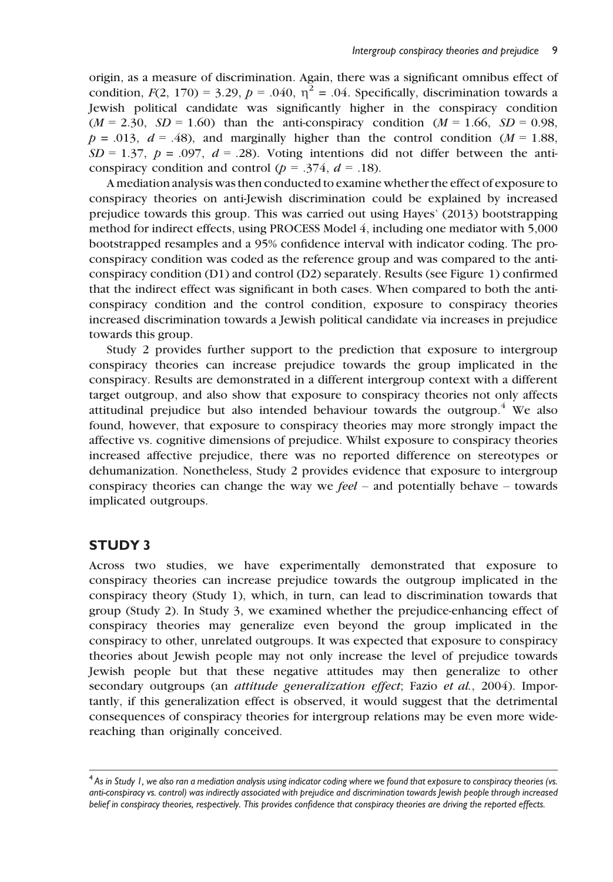origin, as a measure of discrimination. Again, there was a significant omnibus effect of condition, $F(2, 170) = 3.29$, $p = .040$, $\eta^2 = .04$. Specifically, discrimination towards a Jewish political candidate was significantly higher in the conspiracy condition ($M = 2.30$, $SD = 1.60$) than the anti-conspiracy condition ($M = 1.66$, $SD = 0.98$, $p = .013$, $d = .48$), and marginally higher than the control condition ($M = 1.88$, $SD = 1.37$, $p = .097$, $d = .28$). Voting intentions did not differ between the anti-conspiracy condition and control ($p = .374$, $d = .18$).

A mediation analysis was then conducted to examine whether the effect of exposure to conspiracy theories on anti-Jewish discrimination could be explained by increased prejudice towards this group. This was carried out using Hayes' (2013) bootstrapping method for indirect effects, using PROCESS Model 4, including one mediator with 5,000 bootstrapped resamples and a 95% confidence interval with indicator coding. The pro-conspiracy condition was coded as the reference group and was compared to the anti-conspiracy condition (D1) and control (D2) separately. Results (see Figure 1) confirmed that the indirect effect was significant in both cases. When compared to both the anti-conspiracy condition and the control condition, exposure to conspiracy theories increased discrimination towards a Jewish political candidate via increases in prejudice towards this group.

Study 2 provides further support to the prediction that exposure to intergroup conspiracy theories can increase prejudice towards the group implicated in the conspiracy. Results are demonstrated in a different intergroup context with a different target outgroup, and also show that exposure to conspiracy theories not only affects attitudinal prejudice but also intended behaviour towards the outgroup.[4] We also found, however, that exposure to conspiracy theories may more strongly impact the affective vs. cognitive dimensions of prejudice. Whilst exposure to conspiracy theories increased affective prejudice, there was no reported difference on stereotypes or dehumanization. Nonetheless, Study 2 provides evidence that exposure to intergroup conspiracy theories can change the way we *feel* – and potentially behave – towards implicated outgroups.

## STUDY 3

Across two studies, we have experimentally demonstrated that exposure to conspiracy theories can increase prejudice towards the outgroup implicated in the conspiracy theory (Study 1), which, in turn, can lead to discrimination towards that group (Study 2). In Study 3, we examined whether the prejudice-enhancing effect of conspiracy theories may generalize even beyond the group implicated in the conspiracy to other, unrelated outgroups. It was expected that exposure to conspiracy theories about Jewish people may not only increase the level of prejudice towards Jewish people but that these negative attitudes may then generalize to other secondary outgroups (an *attitude generalization effect*; Fazio *et al.*, 2004). Importantly, if this generalization effect is observed, it would suggest that the detrimental consequences of conspiracy theories for intergroup relations may be even more wide-reaching than originally conceived.

---

[4] *As in Study 1, we also ran a mediation analysis using indicator coding where we found that exposure to conspiracy theories (vs. anti-conspiracy vs. control) was indirectly associated with prejudice and discrimination towards Jewish people through increased belief in conspiracy theories, respectively. This provides confidence that conspiracy theories are driving the reported effects.*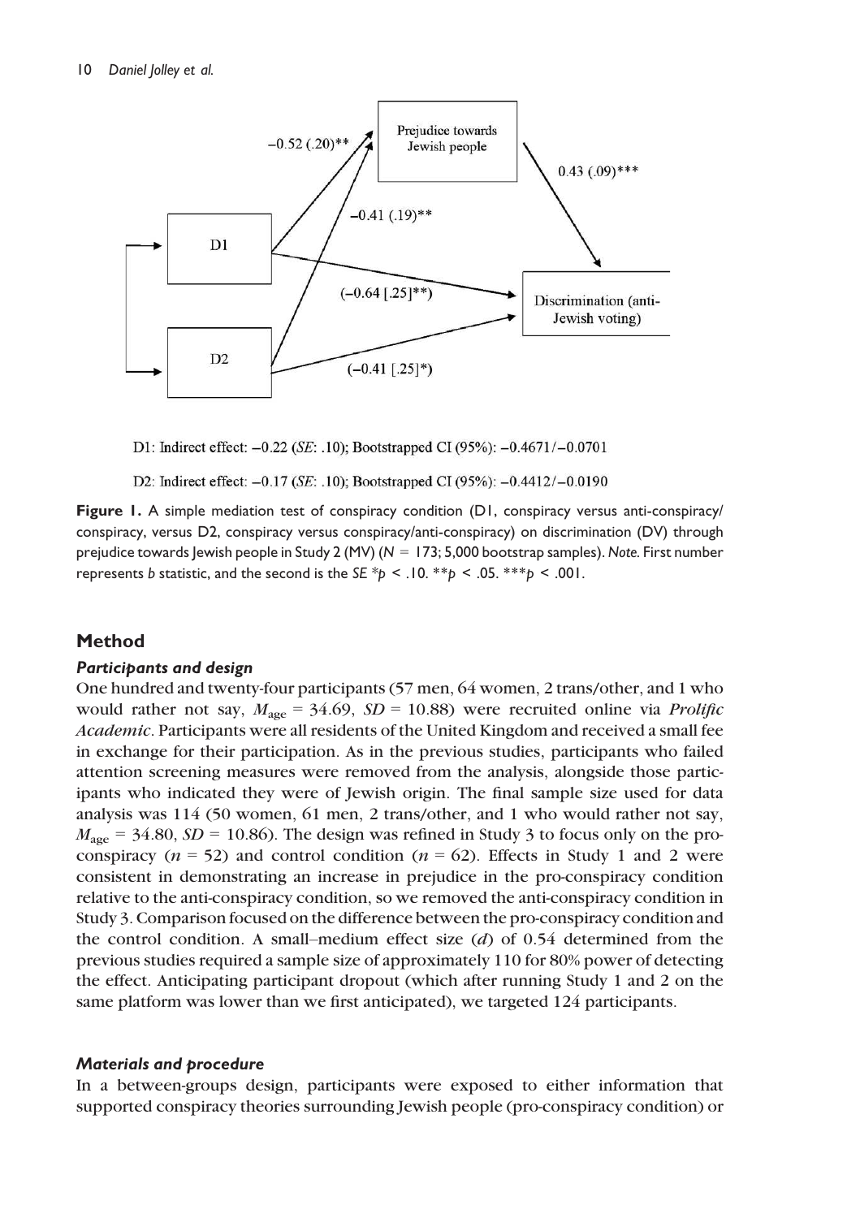D1: Indirect effect: −0.22 (*SE*: .10); Bootstrapped CI (95%): −0.4671/−0.0701

D2: Indirect effect: −0.17 (*SE*: .10); Bootstrapped CI (95%): −0.4412/−0.0190

**Figure 1.** A simple mediation test of conspiracy condition (D1, conspiracy versus anti-conspiracy/conspiracy, versus D2, conspiracy versus conspiracy/anti-conspiracy) on discrimination (DV) through prejudice towards Jewish people in Study 2 (MV) ($N = 173$; 5,000 bootstrap samples). *Note.* First number represents *b* statistic, and the second is the *SE* \*$p < .10$. \*\*$p < .05$. \*\*\*$p < .001$.

## Method

### *Participants and design*

One hundred and twenty-four participants (57 men, 64 women, 2 trans/other, and 1 who would rather not say, $M_{age} = 34.69$, $SD = 10.88$) were recruited online via *Prolific Academic*. Participants were all residents of the United Kingdom and received a small fee in exchange for their participation. As in the previous studies, participants who failed attention screening measures were removed from the analysis, alongside those participants who indicated they were of Jewish origin. The final sample size used for data analysis was 114 (50 women, 61 men, 2 trans/other, and 1 who would rather not say, $M_{age} = 34.80$, $SD = 10.86$). The design was refined in Study 3 to focus only on the pro-conspiracy ($n = 52$) and control condition ($n = 62$). Effects in Study 1 and 2 were consistent in demonstrating an increase in prejudice in the pro-conspiracy condition relative to the anti-conspiracy condition, so we removed the anti-conspiracy condition in Study 3. Comparison focused on the difference between the pro-conspiracy condition and the control condition. A small–medium effect size ($d$) of 0.54 determined from the previous studies required a sample size of approximately 110 for 80% power of detecting the effect. Anticipating participant dropout (which after running Study 1 and 2 on the same platform was lower than we first anticipated), we targeted 124 participants.

### *Materials and procedure*

In a between-groups design, participants were exposed to either information that supported conspiracy theories surrounding Jewish people (pro-conspiracy condition) or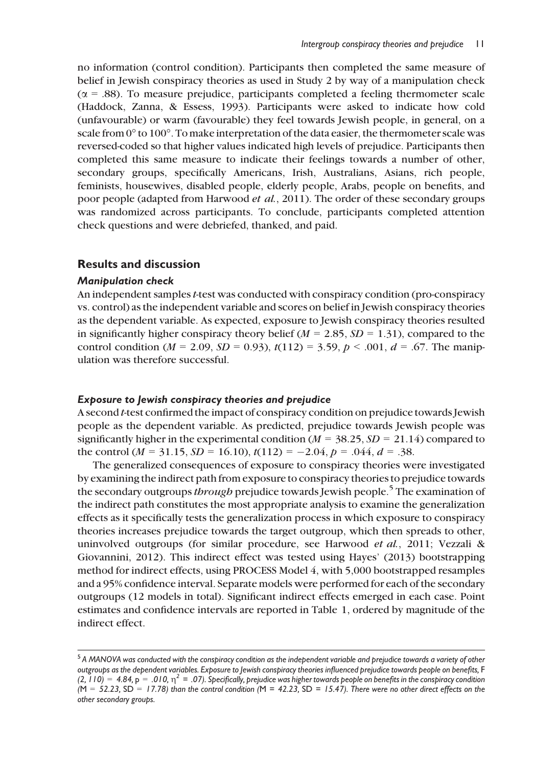no information (control condition). Participants then completed the same measure of belief in Jewish conspiracy theories as used in Study 2 by way of a manipulation check ($\alpha$ = .88). To measure prejudice, participants completed a feeling thermometer scale (Haddock, Zanna, & Essess, 1993). Participants were asked to indicate how cold (unfavourable) or warm (favourable) they feel towards Jewish people, in general, on a scale from 0° to 100°. To make interpretation of the data easier, the thermometer scale was reversed-coded so that higher values indicated high levels of prejudice. Participants then completed this same measure to indicate their feelings towards a number of other, secondary groups, specifically Americans, Irish, Australians, Asians, rich people, feminists, housewives, disabled people, elderly people, Arabs, people on benefits, and poor people (adapted from Harwood *et al.*, 2011). The order of these secondary groups was randomized across participants. To conclude, participants completed attention check questions and were debriefed, thanked, and paid.

## Results and discussion

### *Manipulation check*

An independent samples *t*-test was conducted with conspiracy condition (pro-conspiracy vs. control) as the independent variable and scores on belief in Jewish conspiracy theories as the dependent variable. As expected, exposure to Jewish conspiracy theories resulted in significantly higher conspiracy theory belief ($M$ = 2.85, $SD$ = 1.31), compared to the control condition ($M$ = 2.09, $SD$ = 0.93), $t(112)$ = 3.59, $p$ < .001, $d$ = .67. The manipulation was therefore successful.

### *Exposure to Jewish conspiracy theories and prejudice*

A second *t*-test confirmed the impact of conspiracy condition on prejudice towards Jewish people as the dependent variable. As predicted, prejudice towards Jewish people was significantly higher in the experimental condition ($M$ = 38.25, $SD$ = 21.14) compared to the control ($M$ = 31.15, $SD$ = 16.10), $t(112)$ = −2.04, $p$ = .044, $d$ = .38.

The generalized consequences of exposure to conspiracy theories were investigated by examining the indirect path from exposure to conspiracy theories to prejudice towards the secondary outgroups *through* prejudice towards Jewish people.[5] The examination of the indirect path constitutes the most appropriate analysis to examine the generalization effects as it specifically tests the generalization process in which exposure to conspiracy theories increases prejudice towards the target outgroup, which then spreads to other, uninvolved outgroups (for similar procedure, see Harwood *et al.*, 2011; Vezzali & Giovannini, 2012). This indirect effect was tested using Hayes' (2013) bootstrapping method for indirect effects, using PROCESS Model 4, with 5,000 bootstrapped resamples and a 95% confidence interval. Separate models were performed for each of the secondary outgroups (12 models in total). Significant indirect effects emerged in each case. Point estimates and confidence intervals are reported in Table 1, ordered by magnitude of the indirect effect.

---

[5] *A MANOVA was conducted with the conspiracy condition as the independent variable and prejudice towards a variety of other outgroups as the dependent variables. Exposure to Jewish conspiracy theories influenced prejudice towards people on benefits,* $F(2, 110)$ = 4.84, $p$ = .010, $\eta^2$ = .07). *Specifically, prejudice was higher towards people on benefits in the conspiracy condition* ($M$ = 52.23, $SD$ = 17.78) *than the control condition* ($M$ = 42.23, $SD$ = 15.47). *There were no other direct effects on the other secondary groups.*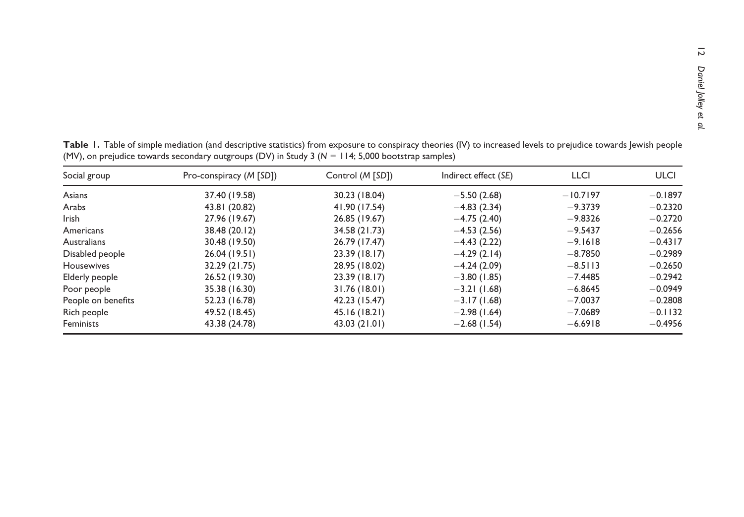**Table 1.** Table of simple mediation (and descriptive statistics) from exposure to conspiracy theories (IV) to increased levels to prejudice towards Jewish people (MV), on prejudice towards secondary outgroups (DV) in Study 3 ($N$ = 114; 5,000 bootstrap samples)

| Social group | Pro-conspiracy (*M* [*SD*]) | Control (*M* [*SD*]) | Indirect effect (*SE*) | LLCI | ULCI |
|---|---|---|---|---|---|
| Asians | 37.40 (19.58) | 30.23 (18.04) | −5.50 (2.68) | −10.7197 | −0.1897 |
| Arabs | 43.81 (20.82) | 41.90 (17.54) | −4.83 (2.34) | −9.3739 | −0.2320 |
| Irish | 27.96 (19.67) | 26.85 (19.67) | −4.75 (2.40) | −9.8326 | −0.2720 |
| Americans | 38.48 (20.12) | 34.58 (21.73) | −4.53 (2.56) | −9.5437 | −0.2656 |
| Australians | 30.48 (19.50) | 26.79 (17.47) | −4.43 (2.22) | −9.1618 | −0.4317 |
| Disabled people | 26.04 (19.51) | 23.39 (18.17) | −4.29 (2.14) | −8.7850 | −0.2989 |
| Housewives | 32.29 (21.75) | 28.95 (18.02) | −4.24 (2.09) | −8.5113 | −0.2650 |
| Elderly people | 26.52 (19.30) | 23.39 (18.17) | −3.80 (1.85) | −7.4485 | −0.2942 |
| Poor people | 35.38 (16.30) | 31.76 (18.01) | −3.21 (1.68) | −6.8645 | −0.0949 |
| People on benefits | 52.23 (16.78) | 42.23 (15.47) | −3.17 (1.68) | −7.0037 | −0.2808 |
| Rich people | 49.52 (18.45) | 45.16 (18.21) | −2.98 (1.64) | −7.0689 | −0.1132 |
| Feminists | 43.38 (24.78) | 43.03 (21.01) | −2.68 (1.54) | −6.6918 | −0.4956 |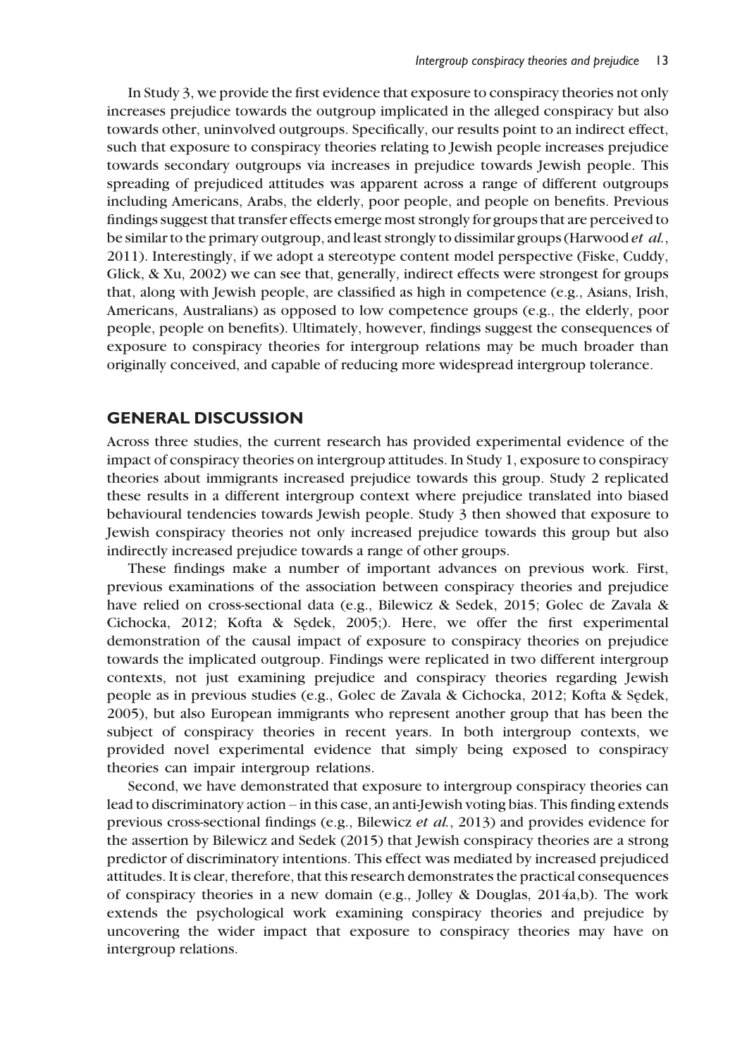In Study 3, we provide the first evidence that exposure to conspiracy theories not only increases prejudice towards the outgroup implicated in the alleged conspiracy but also towards other, uninvolved outgroups. Specifically, our results point to an indirect effect, such that exposure to conspiracy theories relating to Jewish people increases prejudice towards secondary outgroups via increases in prejudice towards Jewish people. This spreading of prejudiced attitudes was apparent across a range of different outgroups including Americans, Arabs, the elderly, poor people, and people on benefits. Previous findings suggest that transfer effects emerge most strongly for groups that are perceived to be similar to the primary outgroup, and least strongly to dissimilar groups (Harwood *et al.*, 2011). Interestingly, if we adopt a stereotype content model perspective (Fiske, Cuddy, Glick, & Xu, 2002) we can see that, generally, indirect effects were strongest for groups that, along with Jewish people, are classified as high in competence (e.g., Asians, Irish, Americans, Australians) as opposed to low competence groups (e.g., the elderly, poor people, people on benefits). Ultimately, however, findings suggest the consequences of exposure to conspiracy theories for intergroup relations may be much broader than originally conceived, and capable of reducing more widespread intergroup tolerance.

## GENERAL DISCUSSION

Across three studies, the current research has provided experimental evidence of the impact of conspiracy theories on intergroup attitudes. In Study 1, exposure to conspiracy theories about immigrants increased prejudice towards this group. Study 2 replicated these results in a different intergroup context where prejudice translated into biased behavioural tendencies towards Jewish people. Study 3 then showed that exposure to Jewish conspiracy theories not only increased prejudice towards this group but also indirectly increased prejudice towards a range of other groups.

These findings make a number of important advances on previous work. First, previous examinations of the association between conspiracy theories and prejudice have relied on cross-sectional data (e.g., Bilewicz & Sedek, 2015; Golec de Zavala & Cichocka, 2012; Kofta & Sędek, 2005;). Here, we offer the first experimental demonstration of the causal impact of exposure to conspiracy theories on prejudice towards the implicated outgroup. Findings were replicated in two different intergroup contexts, not just examining prejudice and conspiracy theories regarding Jewish people as in previous studies (e.g., Golec de Zavala & Cichocka, 2012; Kofta & Sędek, 2005), but also European immigrants who represent another group that has been the subject of conspiracy theories in recent years. In both intergroup contexts, we provided novel experimental evidence that simply being exposed to conspiracy theories can impair intergroup relations.

Second, we have demonstrated that exposure to intergroup conspiracy theories can lead to discriminatory action – in this case, an anti-Jewish voting bias. This finding extends previous cross-sectional findings (e.g., Bilewicz *et al.*, 2013) and provides evidence for the assertion by Bilewicz and Sedek (2015) that Jewish conspiracy theories are a strong predictor of discriminatory intentions. This effect was mediated by increased prejudiced attitudes. It is clear, therefore, that this research demonstrates the practical consequences of conspiracy theories in a new domain (e.g., Jolley & Douglas, 2014a,b). The work extends the psychological work examining conspiracy theories and prejudice by uncovering the wider impact that exposure to conspiracy theories may have on intergroup relations.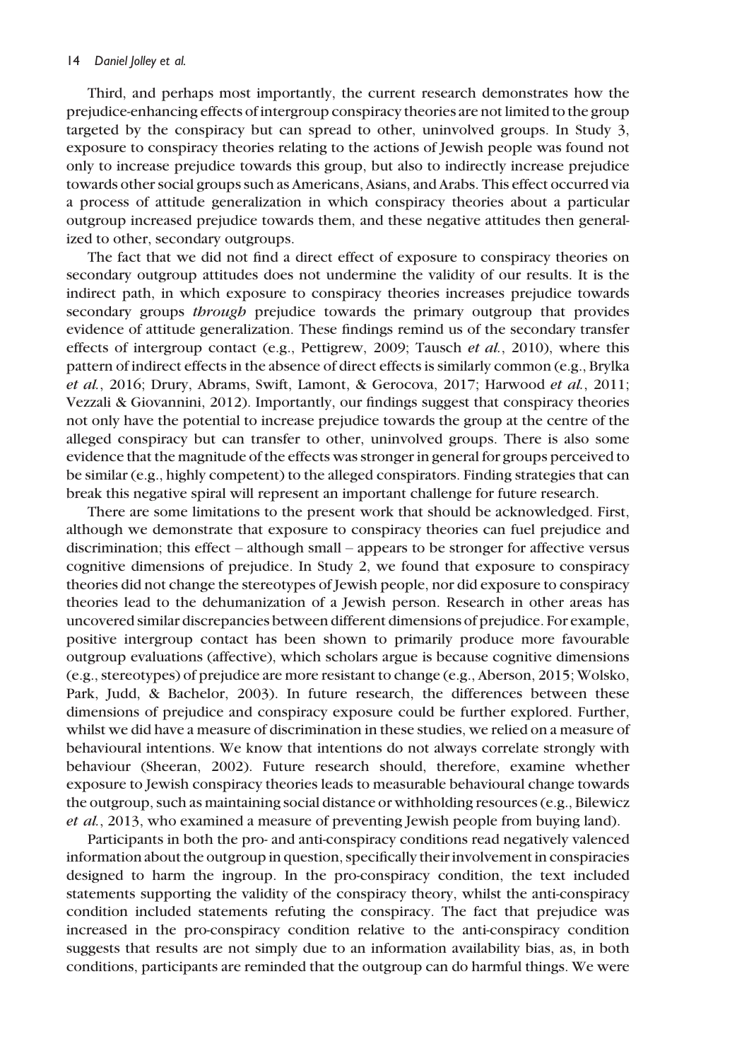Third, and perhaps most importantly, the current research demonstrates how the prejudice-enhancing effects of intergroup conspiracy theories are not limited to the group targeted by the conspiracy but can spread to other, uninvolved groups. In Study 3, exposure to conspiracy theories relating to the actions of Jewish people was found not only to increase prejudice towards this group, but also to indirectly increase prejudice towards other social groups such as Americans, Asians, and Arabs. This effect occurred via a process of attitude generalization in which conspiracy theories about a particular outgroup increased prejudice towards them, and these negative attitudes then generalized to other, secondary outgroups.

The fact that we did not find a direct effect of exposure to conspiracy theories on secondary outgroup attitudes does not undermine the validity of our results. It is the indirect path, in which exposure to conspiracy theories increases prejudice towards secondary groups *through* prejudice towards the primary outgroup that provides evidence of attitude generalization. These findings remind us of the secondary transfer effects of intergroup contact (e.g., Pettigrew, 2009; Tausch *et al.*, 2010), where this pattern of indirect effects in the absence of direct effects is similarly common (e.g., Brylka *et al.*, 2016; Drury, Abrams, Swift, Lamont, & Gerocova, 2017; Harwood *et al.*, 2011; Vezzali & Giovannini, 2012). Importantly, our findings suggest that conspiracy theories not only have the potential to increase prejudice towards the group at the centre of the alleged conspiracy but can transfer to other, uninvolved groups. There is also some evidence that the magnitude of the effects was stronger in general for groups perceived to be similar (e.g., highly competent) to the alleged conspirators. Finding strategies that can break this negative spiral will represent an important challenge for future research.

There are some limitations to the present work that should be acknowledged. First, although we demonstrate that exposure to conspiracy theories can fuel prejudice and discrimination; this effect – although small – appears to be stronger for affective versus cognitive dimensions of prejudice. In Study 2, we found that exposure to conspiracy theories did not change the stereotypes of Jewish people, nor did exposure to conspiracy theories lead to the dehumanization of a Jewish person. Research in other areas has uncovered similar discrepancies between different dimensions of prejudice. For example, positive intergroup contact has been shown to primarily produce more favourable outgroup evaluations (affective), which scholars argue is because cognitive dimensions (e.g., stereotypes) of prejudice are more resistant to change (e.g., Aberson, 2015; Wolsko, Park, Judd, & Bachelor, 2003). In future research, the differences between these dimensions of prejudice and conspiracy exposure could be further explored. Further, whilst we did have a measure of discrimination in these studies, we relied on a measure of behavioural intentions. We know that intentions do not always correlate strongly with behaviour (Sheeran, 2002). Future research should, therefore, examine whether exposure to Jewish conspiracy theories leads to measurable behavioural change towards the outgroup, such as maintaining social distance or withholding resources (e.g., Bilewicz *et al.*, 2013, who examined a measure of preventing Jewish people from buying land).

Participants in both the pro- and anti-conspiracy conditions read negatively valenced information about the outgroup in question, specifically their involvement in conspiracies designed to harm the ingroup. In the pro-conspiracy condition, the text included statements supporting the validity of the conspiracy theory, whilst the anti-conspiracy condition included statements refuting the conspiracy. The fact that prejudice was increased in the pro-conspiracy condition relative to the anti-conspiracy condition suggests that results are not simply due to an information availability bias, as, in both conditions, participants are reminded that the outgroup can do harmful things. We were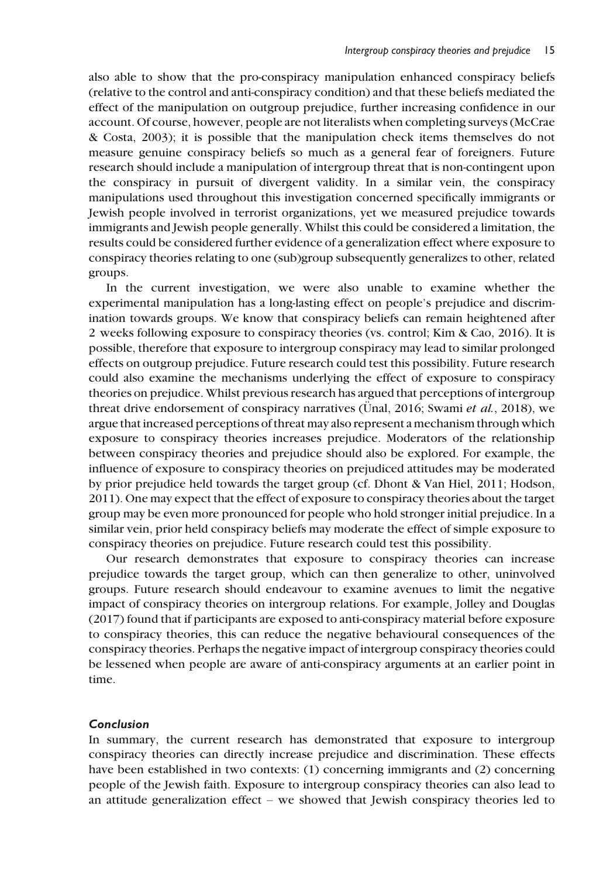also able to show that the pro-conspiracy manipulation enhanced conspiracy beliefs (relative to the control and anti-conspiracy condition) and that these beliefs mediated the effect of the manipulation on outgroup prejudice, further increasing confidence in our account. Of course, however, people are not literalists when completing surveys (McCrae & Costa, 2003); it is possible that the manipulation check items themselves do not measure genuine conspiracy beliefs so much as a general fear of foreigners. Future research should include a manipulation of intergroup threat that is non-contingent upon the conspiracy in pursuit of divergent validity. In a similar vein, the conspiracy manipulations used throughout this investigation concerned specifically immigrants or Jewish people involved in terrorist organizations, yet we measured prejudice towards immigrants and Jewish people generally. Whilst this could be considered a limitation, the results could be considered further evidence of a generalization effect where exposure to conspiracy theories relating to one (sub)group subsequently generalizes to other, related groups.

In the current investigation, we were also unable to examine whether the experimental manipulation has a long-lasting effect on people's prejudice and discrimination towards groups. We know that conspiracy beliefs can remain heightened after 2 weeks following exposure to conspiracy theories (vs. control; Kim & Cao, 2016). It is possible, therefore that exposure to intergroup conspiracy may lead to similar prolonged effects on outgroup prejudice. Future research could test this possibility. Future research could also examine the mechanisms underlying the effect of exposure to conspiracy theories on prejudice. Whilst previous research has argued that perceptions of intergroup threat drive endorsement of conspiracy narratives (Ünal, 2016; Swami *et al.*, 2018), we argue that increased perceptions of threat may also represent a mechanism through which exposure to conspiracy theories increases prejudice. Moderators of the relationship between conspiracy theories and prejudice should also be explored. For example, the influence of exposure to conspiracy theories on prejudiced attitudes may be moderated by prior prejudice held towards the target group (cf. Dhont & Van Hiel, 2011; Hodson, 2011). One may expect that the effect of exposure to conspiracy theories about the target group may be even more pronounced for people who hold stronger initial prejudice. In a similar vein, prior held conspiracy beliefs may moderate the effect of simple exposure to conspiracy theories on prejudice. Future research could test this possibility.

Our research demonstrates that exposure to conspiracy theories can increase prejudice towards the target group, which can then generalize to other, uninvolved groups. Future research should endeavour to examine avenues to limit the negative impact of conspiracy theories on intergroup relations. For example, Jolley and Douglas (2017) found that if participants are exposed to anti-conspiracy material before exposure to conspiracy theories, this can reduce the negative behavioural consequences of the conspiracy theories. Perhaps the negative impact of intergroup conspiracy theories could be lessened when people are aware of anti-conspiracy arguments at an earlier point in time.

### *Conclusion*

In summary, the current research has demonstrated that exposure to intergroup conspiracy theories can directly increase prejudice and discrimination. These effects have been established in two contexts: (1) concerning immigrants and (2) concerning people of the Jewish faith. Exposure to intergroup conspiracy theories can also lead to an attitude generalization effect – we showed that Jewish conspiracy theories led to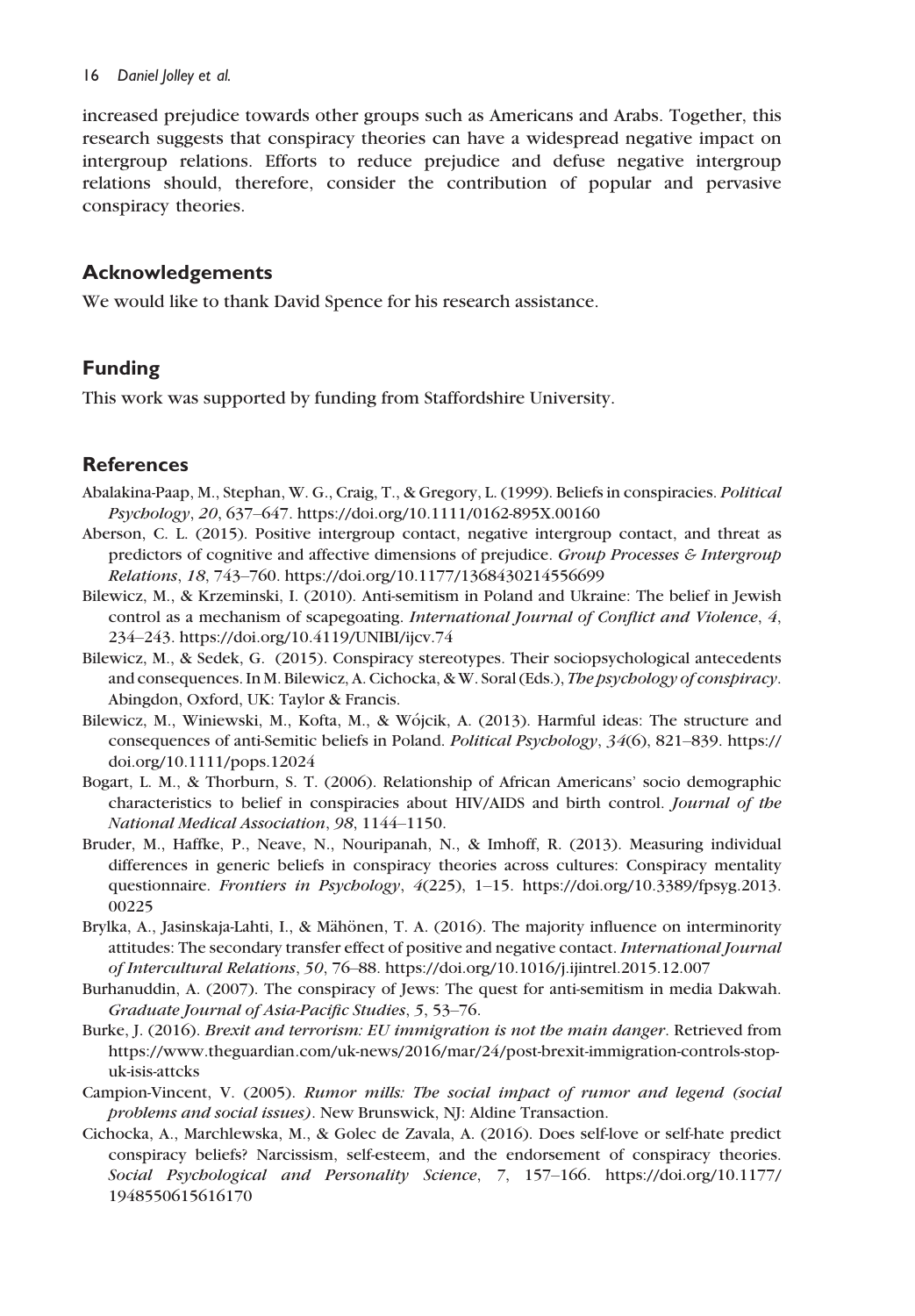increased prejudice towards other groups such as Americans and Arabs. Together, this research suggests that conspiracy theories can have a widespread negative impact on intergroup relations. Efforts to reduce prejudice and defuse negative intergroup relations should, therefore, consider the contribution of popular and pervasive conspiracy theories.

## Acknowledgements

We would like to thank David Spence for his research assistance.

## Funding

This work was supported by funding from Staffordshire University.

## References

Abalakina-Paap, M., Stephan, W. G., Craig, T., & Gregory, L. (1999). Beliefs in conspiracies. *Political Psychology*, *20*, 637–647. https://doi.org/10.1111/0162-895X.00160

Aberson, C. L. (2015). Positive intergroup contact, negative intergroup contact, and threat as predictors of cognitive and affective dimensions of prejudice. *Group Processes & Intergroup Relations*, *18*, 743–760. https://doi.org/10.1177/1368430214556699

Bilewicz, M., & Krzeminski, I. (2010). Anti-semitism in Poland and Ukraine: The belief in Jewish control as a mechanism of scapegoating. *International Journal of Conflict and Violence*, *4*, 234–243. https://doi.org/10.4119/UNIBI/ijcv.74

Bilewicz, M., & Sedek, G. (2015). Conspiracy stereotypes. Their sociopsychological antecedents and consequences. In M. Bilewicz, A. Cichocka, & W. Soral (Eds.), *The psychology of conspiracy*. Abingdon, Oxford, UK: Taylor & Francis.

Bilewicz, M., Winiewski, M., Kofta, M., & Wójcik, A. (2013). Harmful ideas: The structure and consequences of anti-Semitic beliefs in Poland. *Political Psychology*, *34*(6), 821–839. https://doi.org/10.1111/pops.12024

Bogart, L. M., & Thorburn, S. T. (2006). Relationship of African Americans' socio demographic characteristics to belief in conspiracies about HIV/AIDS and birth control. *Journal of the National Medical Association*, *98*, 1144–1150.

Bruder, M., Haffke, P., Neave, N., Nouripanah, N., & Imhoff, R. (2013). Measuring individual differences in generic beliefs in conspiracy theories across cultures: Conspiracy mentality questionnaire. *Frontiers in Psychology*, *4*(225), 1–15. https://doi.org/10.3389/fpsyg.2013.00225

Brylka, A., Jasinskaja-Lahti, I., & Mähönen, T. A. (2016). The majority influence on interminority attitudes: The secondary transfer effect of positive and negative contact. *International Journal of Intercultural Relations*, *50*, 76–88. https://doi.org/10.1016/j.ijintrel.2015.12.007

Burhanuddin, A. (2007). The conspiracy of Jews: The quest for anti-semitism in media Dakwah. *Graduate Journal of Asia-Pacific Studies*, *5*, 53–76.

Burke, J. (2016). *Brexit and terrorism: EU immigration is not the main danger*. Retrieved from https://www.theguardian.com/uk-news/2016/mar/24/post-brexit-immigration-controls-stop-uk-isis-attcks

Campion-Vincent, V. (2005). *Rumor mills: The social impact of rumor and legend (social problems and social issues)*. New Brunswick, NJ: Aldine Transaction.

Cichocka, A., Marchlewska, M., & Golec de Zavala, A. (2016). Does self-love or self-hate predict conspiracy beliefs? Narcissism, self-esteem, and the endorsement of conspiracy theories. *Social Psychological and Personality Science*, *7*, 157–166. https://doi.org/10.1177/1948550615616170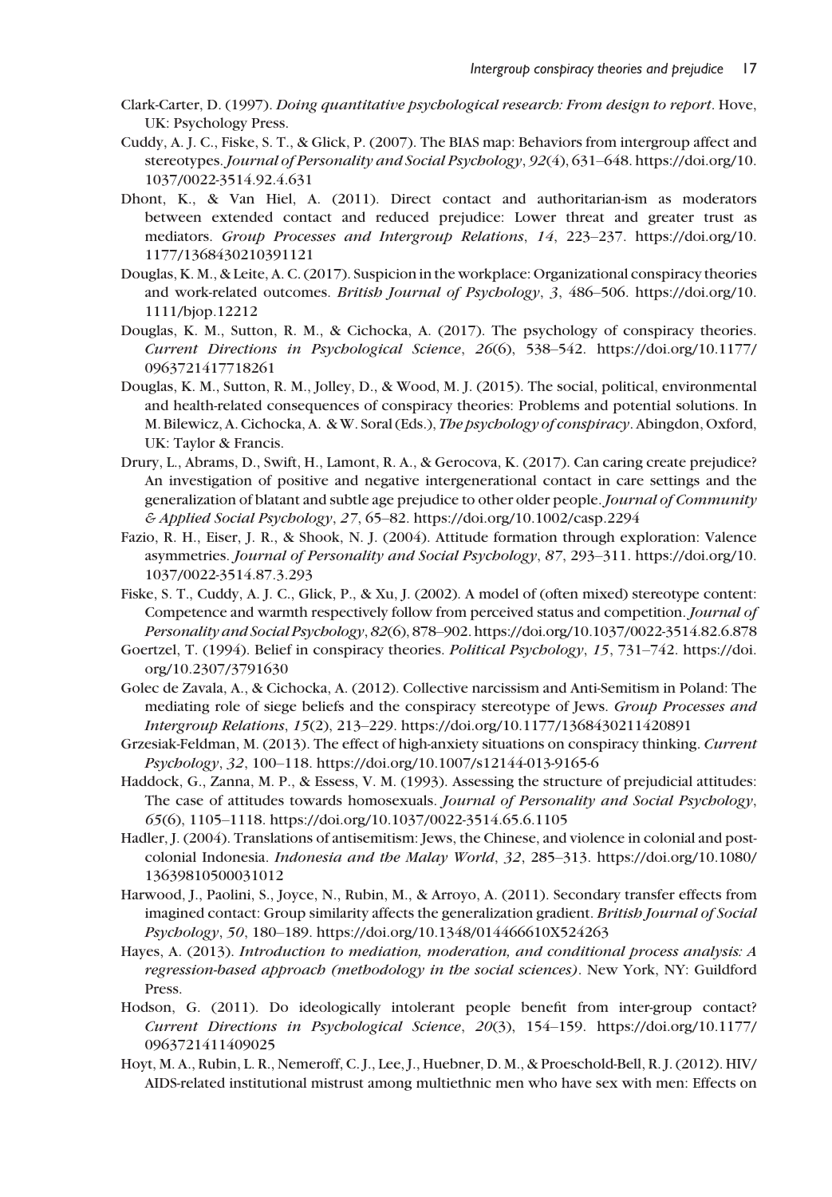Clark-Carter, D. (1997). *Doing quantitative psychological research: From design to report*. Hove, UK: Psychology Press.

Cuddy, A. J. C., Fiske, S. T., & Glick, P. (2007). The BIAS map: Behaviors from intergroup affect and stereotypes. *Journal of Personality and Social Psychology*, *92*(4), 631–648. https://doi.org/10.1037/0022-3514.92.4.631

Dhont, K., & Van Hiel, A. (2011). Direct contact and authoritarian-ism as moderators between extended contact and reduced prejudice: Lower threat and greater trust as mediators. *Group Processes and Intergroup Relations*, *14*, 223–237. https://doi.org/10.1177/1368430210391121

Douglas, K. M., & Leite, A. C. (2017). Suspicion in the workplace: Organizational conspiracy theories and work-related outcomes. *British Journal of Psychology*, *3*, 486–506. https://doi.org/10.1111/bjop.12212

Douglas, K. M., Sutton, R. M., & Cichocka, A. (2017). The psychology of conspiracy theories. *Current Directions in Psychological Science*, *26*(6), 538–542. https://doi.org/10.1177/0963721417718261

Douglas, K. M., Sutton, R. M., Jolley, D., & Wood, M. J. (2015). The social, political, environmental and health-related consequences of conspiracy theories: Problems and potential solutions. In M. Bilewicz, A. Cichocka, A. & W. Soral (Eds.), *The psychology of conspiracy*. Abingdon, Oxford, UK: Taylor & Francis.

Drury, L., Abrams, D., Swift, H., Lamont, R. A., & Gerocova, K. (2017). Can caring create prejudice? An investigation of positive and negative intergenerational contact in care settings and the generalization of blatant and subtle age prejudice to other older people. *Journal of Community & Applied Social Psychology*, *27*, 65–82. https://doi.org/10.1002/casp.2294

Fazio, R. H., Eiser, J. R., & Shook, N. J. (2004). Attitude formation through exploration: Valence asymmetries. *Journal of Personality and Social Psychology*, *87*, 293–311. https://doi.org/10.1037/0022-3514.87.3.293

Fiske, S. T., Cuddy, A. J. C., Glick, P., & Xu, J. (2002). A model of (often mixed) stereotype content: Competence and warmth respectively follow from perceived status and competition. *Journal of Personality and Social Psychology*, *82*(6), 878–902. https://doi.org/10.1037/0022-3514.82.6.878

Goertzel, T. (1994). Belief in conspiracy theories. *Political Psychology*, *15*, 731–742. https://doi.org/10.2307/3791630

Golec de Zavala, A., & Cichocka, A. (2012). Collective narcissism and Anti-Semitism in Poland: The mediating role of siege beliefs and the conspiracy stereotype of Jews. *Group Processes and Intergroup Relations*, *15*(2), 213–229. https://doi.org/10.1177/1368430211420891

Grzesiak-Feldman, M. (2013). The effect of high-anxiety situations on conspiracy thinking. *Current Psychology*, *32*, 100–118. https://doi.org/10.1007/s12144-013-9165-6

Haddock, G., Zanna, M. P., & Essess, V. M. (1993). Assessing the structure of prejudicial attitudes: The case of attitudes towards homosexuals. *Journal of Personality and Social Psychology*, *65*(6), 1105–1118. https://doi.org/10.1037/0022-3514.65.6.1105

Hadler, J. (2004). Translations of antisemitism: Jews, the Chinese, and violence in colonial and post-colonial Indonesia. *Indonesia and the Malay World*, *32*, 285–313. https://doi.org/10.1080/1363981050031012

Harwood, J., Paolini, S., Joyce, N., Rubin, M., & Arroyo, A. (2011). Secondary transfer effects from imagined contact: Group similarity affects the generalization gradient. *British Journal of Social Psychology*, *50*, 180–189. https://doi.org/10.1348/014466610X524263

Hayes, A. (2013). *Introduction to mediation, moderation, and conditional process analysis: A regression-based approach (methodology in the social sciences)*. New York, NY: Guildford Press.

Hodson, G. (2011). Do ideologically intolerant people benefit from inter-group contact? *Current Directions in Psychological Science*, *20*(3), 154–159. https://doi.org/10.1177/0963721411409025

Hoyt, M. A., Rubin, L. R., Nemeroff, C. J., Lee, J., Huebner, D. M., & Proeschold-Bell, R. J. (2012). HIV/AIDS-related institutional mistrust among multiethnic men who have sex with men: Effects on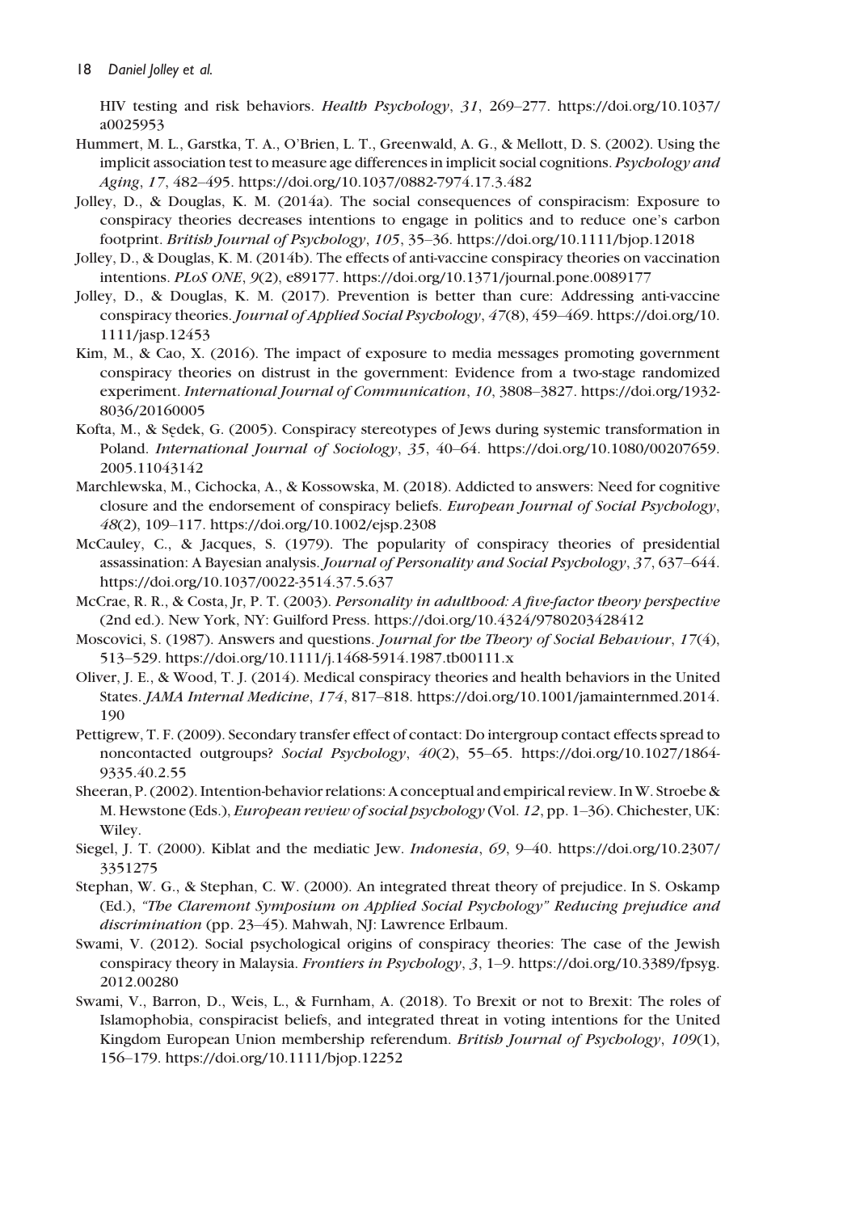HIV testing and risk behaviors. *Health Psychology*, *31*, 269–277. https://doi.org/10.1037/a0025953

Hummert, M. L., Garstka, T. A., O'Brien, L. T., Greenwald, A. G., & Mellott, D. S. (2002). Using the implicit association test to measure age differences in implicit social cognitions. *Psychology and Aging*, *17*, 482–495. https://doi.org/10.1037/0882-7974.17.3.482

Jolley, D., & Douglas, K. M. (2014a). The social consequences of conspiracism: Exposure to conspiracy theories decreases intentions to engage in politics and to reduce one's carbon footprint. *British Journal of Psychology*, *105*, 35–36. https://doi.org/10.1111/bjop.12018

Jolley, D., & Douglas, K. M. (2014b). The effects of anti-vaccine conspiracy theories on vaccination intentions. *PLoS ONE*, *9*(2), e89177. https://doi.org/10.1371/journal.pone.0089177

Jolley, D., & Douglas, K. M. (2017). Prevention is better than cure: Addressing anti-vaccine conspiracy theories. *Journal of Applied Social Psychology*, *47*(8), 459–469. https://doi.org/10.1111/jasp.12453

Kim, M., & Cao, X. (2016). The impact of exposure to media messages promoting government conspiracy theories on distrust in the government: Evidence from a two-stage randomized experiment. *International Journal of Communication*, *10*, 3808–3827. https://doi.org/1932-8036/20160005

Kofta, M., & Sędek, G. (2005). Conspiracy stereotypes of Jews during systemic transformation in Poland. *International Journal of Sociology*, *35*, 40–64. https://doi.org/10.1080/00207659.2005.11043142

Marchlewska, M., Cichocka, A., & Kossowska, M. (2018). Addicted to answers: Need for cognitive closure and the endorsement of conspiracy beliefs. *European Journal of Social Psychology*, *48*(2), 109–117. https://doi.org/10.1002/ejsp.2308

McCauley, C., & Jacques, S. (1979). The popularity of conspiracy theories of presidential assassination: A Bayesian analysis. *Journal of Personality and Social Psychology*, *37*, 637–644. https://doi.org/10.1037/0022-3514.37.5.637

McCrae, R. R., & Costa, Jr, P. T. (2003). *Personality in adulthood: A five-factor theory perspective* (2nd ed.). New York, NY: Guilford Press. https://doi.org/10.4324/9780203428412

Moscovici, S. (1987). Answers and questions. *Journal for the Theory of Social Behaviour*, *17*(4), 513–529. https://doi.org/10.1111/j.1468-5914.1987.tb00111.x

Oliver, J. E., & Wood, T. J. (2014). Medical conspiracy theories and health behaviors in the United States. *JAMA Internal Medicine*, *174*, 817–818. https://doi.org/10.1001/jamainternmed.2014.190

Pettigrew, T. F. (2009). Secondary transfer effect of contact: Do intergroup contact effects spread to noncontacted outgroups? *Social Psychology*, *40*(2), 55–65. https://doi.org/10.1027/1864-9335.40.2.55

Sheeran, P. (2002). Intention-behavior relations: A conceptual and empirical review. In W. Stroebe & M. Hewstone (Eds.), *European review of social psychology* (Vol. *12*, pp. 1–36). Chichester, UK: Wiley.

Siegel, J. T. (2000). Kiblat and the mediatic Jew. *Indonesia*, *69*, 9–40. https://doi.org/10.2307/3351275

Stephan, W. G., & Stephan, C. W. (2000). An integrated threat theory of prejudice. In S. Oskamp (Ed.), *"The Claremont Symposium on Applied Social Psychology" Reducing prejudice and discrimination* (pp. 23–45). Mahwah, NJ: Lawrence Erlbaum.

Swami, V. (2012). Social psychological origins of conspiracy theories: The case of the Jewish conspiracy theory in Malaysia. *Frontiers in Psychology*, *3*, 1–9. https://doi.org/10.3389/fpsyg.2012.00280

Swami, V., Barron, D., Weis, L., & Furnham, A. (2018). To Brexit or not to Brexit: The roles of Islamophobia, conspiracist beliefs, and integrated threat in voting intentions for the United Kingdom European Union membership referendum. *British Journal of Psychology*, *109*(1), 156–179. https://doi.org/10.1111/bjop.12252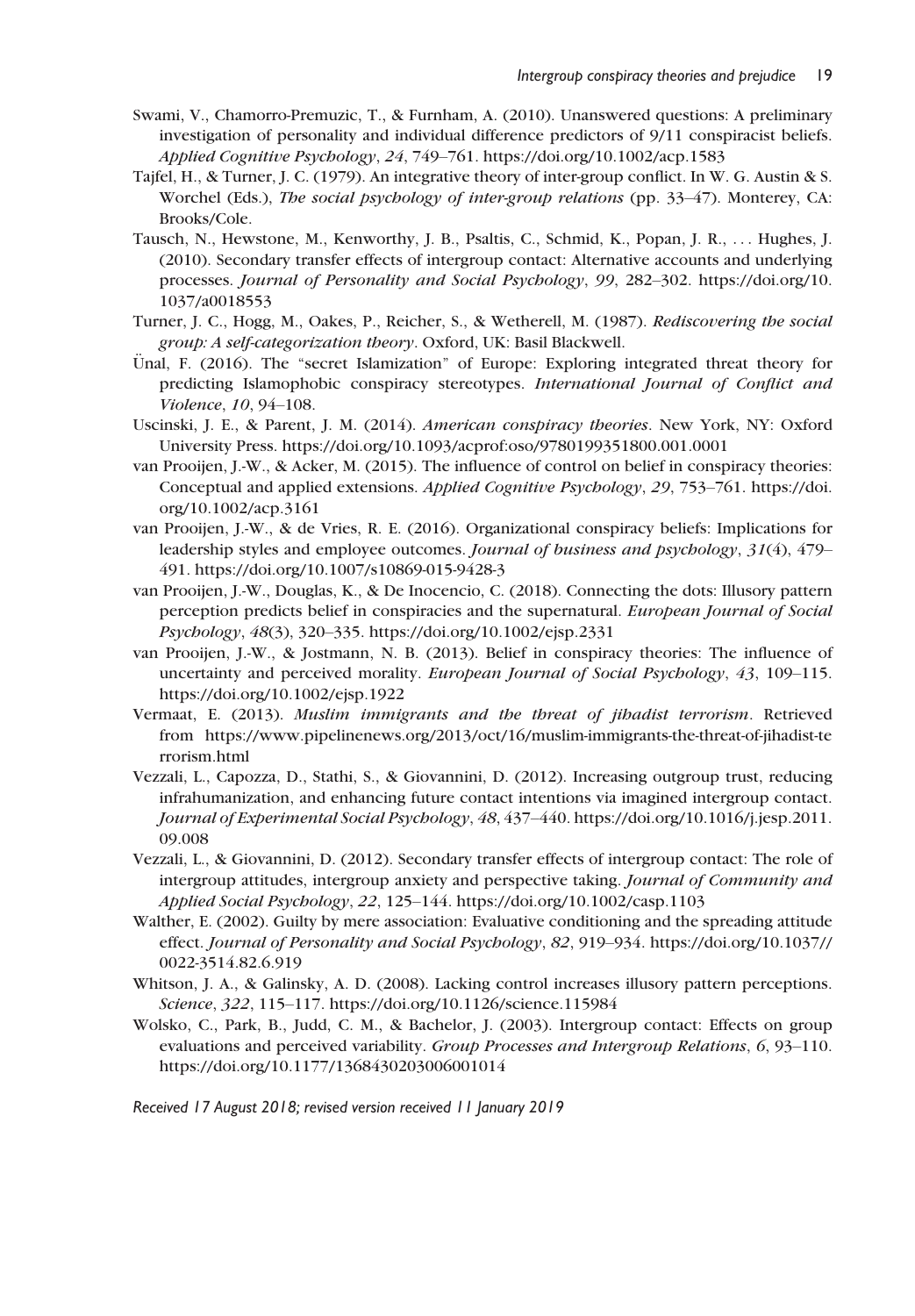Swami, V., Chamorro-Premuzic, T., & Furnham, A. (2010). Unanswered questions: A preliminary investigation of personality and individual difference predictors of 9/11 conspiracist beliefs. *Applied Cognitive Psychology*, *24*, 749–761. https://doi.org/10.1002/acp.1583

Tajfel, H., & Turner, J. C. (1979). An integrative theory of inter-group conflict. In W. G. Austin & S. Worchel (Eds.), *The social psychology of inter-group relations* (pp. 33–47). Monterey, CA: Brooks/Cole.

Tausch, N., Hewstone, M., Kenworthy, J. B., Psaltis, C., Schmid, K., Popan, J. R., ... Hughes, J. (2010). Secondary transfer effects of intergroup contact: Alternative accounts and underlying processes. *Journal of Personality and Social Psychology*, *99*, 282–302. https://doi.org/10.1037/a0018553

Turner, J. C., Hogg, M., Oakes, P., Reicher, S., & Wetherell, M. (1987). *Rediscovering the social group: A self-categorization theory*. Oxford, UK: Basil Blackwell.

Ünal, F. (2016). The "secret Islamization" of Europe: Exploring integrated threat theory for predicting Islamophobic conspiracy stereotypes. *International Journal of Conflict and Violence*, *10*, 94–108.

Uscinski, J. E., & Parent, J. M. (2014). *American conspiracy theories*. New York, NY: Oxford University Press. https://doi.org/10.1093/acprof:oso/9780199351800.001.0001

van Prooijen, J.-W., & Acker, M. (2015). The influence of control on belief in conspiracy theories: Conceptual and applied extensions. *Applied Cognitive Psychology*, *29*, 753–761. https://doi.org/10.1002/acp.3161

van Prooijen, J.-W., & de Vries, R. E. (2016). Organizational conspiracy beliefs: Implications for leadership styles and employee outcomes. *Journal of business and psychology*, *31*(4), 479–491. https://doi.org/10.1007/s10869-015-9428-3

van Prooijen, J.-W., Douglas, K., & De Inocencio, C. (2018). Connecting the dots: Illusory pattern perception predicts belief in conspiracies and the supernatural. *European Journal of Social Psychology*, *48*(3), 320–335. https://doi.org/10.1002/ejsp.2331

van Prooijen, J.-W., & Jostmann, N. B. (2013). Belief in conspiracy theories: The influence of uncertainty and perceived morality. *European Journal of Social Psychology*, *43*, 109–115. https://doi.org/10.1002/ejsp.1922

Vermaat, E. (2013). *Muslim immigrants and the threat of jihadist terrorism*. Retrieved from https://www.pipelinenews.org/2013/oct/16/muslim-immigrants-the-threat-of-jihadist-terrorism.html

Vezzali, L., Capozza, D., Stathi, S., & Giovannini, D. (2012). Increasing outgroup trust, reducing infrahumanization, and enhancing future contact intentions via imagined intergroup contact. *Journal of Experimental Social Psychology*, *48*, 437–440. https://doi.org/10.1016/j.jesp.2011.09.008

Vezzali, L., & Giovannini, D. (2012). Secondary transfer effects of intergroup contact: The role of intergroup attitudes, intergroup anxiety and perspective taking. *Journal of Community and Applied Social Psychology*, *22*, 125–144. https://doi.org/10.1002/casp.1103

Walther, E. (2002). Guilty by mere association: Evaluative conditioning and the spreading attitude effect. *Journal of Personality and Social Psychology*, *82*, 919–934. https://doi.org/10.1037//0022-3514.82.6.919

Whitson, J. A., & Galinsky, A. D. (2008). Lacking control increases illusory pattern perceptions. *Science*, *322*, 115–117. https://doi.org/10.1126/science.115984

Wolsko, C., Park, B., Judd, C. M., & Bachelor, J. (2003). Intergroup contact: Effects on group evaluations and perceived variability. *Group Processes and Intergroup Relations*, *6*, 93–110. https://doi.org/10.1177/1368430203006001014

*Received 17 August 2018; revised version received 11 January 2019*